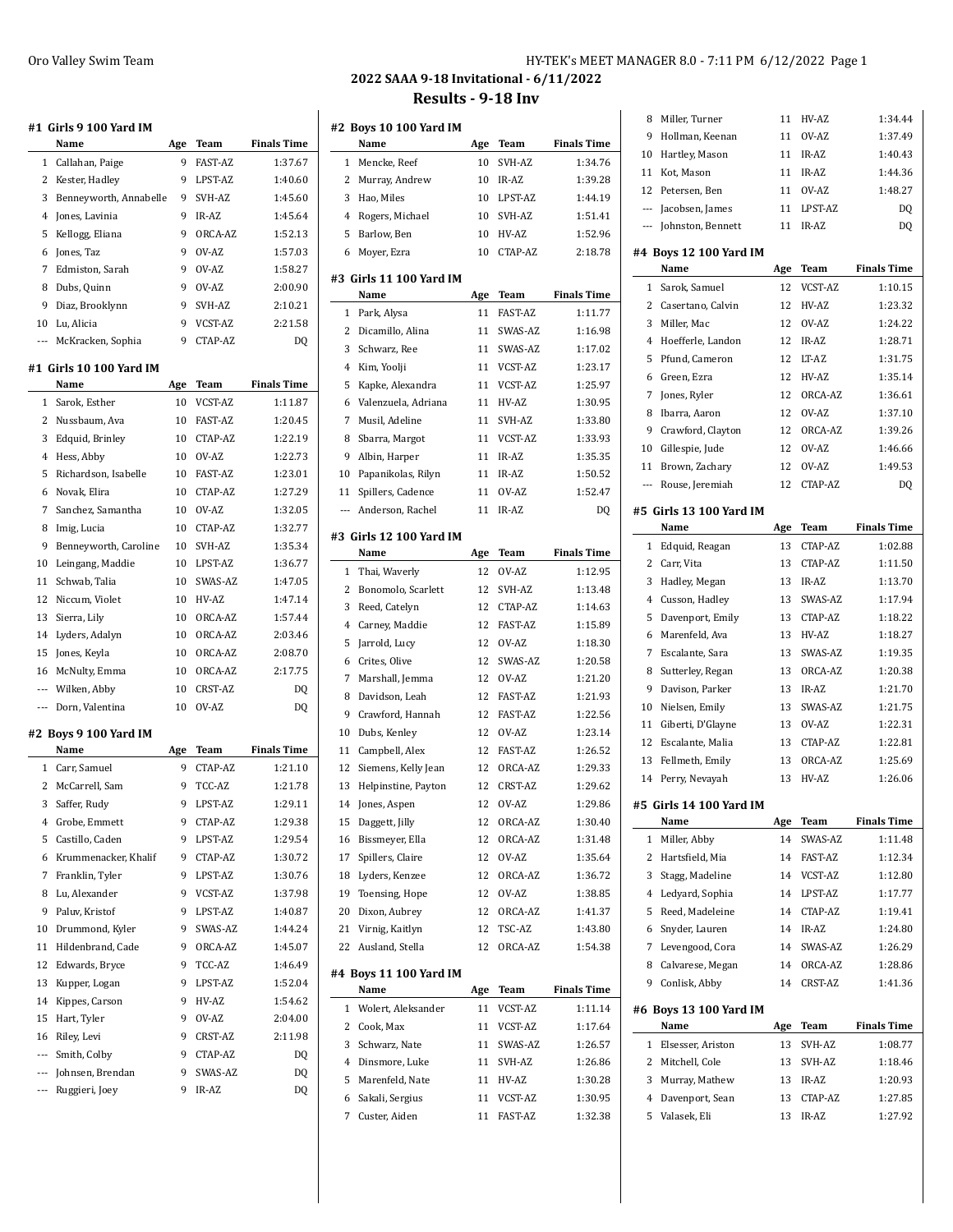## 2022 SAAA 9-18 Invitational - 6/11/2022

## Results - 9-18 Inv

### #1 Girls 9 100 Yard IM

| | Name | Age | Team | Finals Time |
|---|---|---|---|---|
| 1 | Callahan, Paige | 9 | FAST-AZ | 1:37.67 |
| 2 | Kester, Hadley | 9 | LPST-AZ | 1:40.60 |
| 3 | Benneyworth, Annabelle | 9 | SVH-AZ | 1:45.60 |
| 4 | Jones, Lavinia | 9 | IR-AZ | 1:45.64 |
| 5 | Kellogg, Eliana | 9 | ORCA-AZ | 1:52.13 |
| 6 | Jones, Taz | 9 | OV-AZ | 1:57.03 |
| 7 | Edmiston, Sarah | 9 | OV-AZ | 1:58.27 |
| 8 | Dubs, Quinn | 9 | OV-AZ | 2:00.90 |
| 9 | Diaz, Brooklynn | 9 | SVH-AZ | 2:10.21 |
| 10 | Lu, Alicia | 9 | VCST-AZ | 2:21.58 |
| --- | McKracken, Sophia | 9 | CTAP-AZ | DQ |

### #1 Girls 10 100 Yard IM

| | Name | Age | Team | Finals Time |
|---|---|---|---|---|
| 1 | Sarok, Esther | 10 | VCST-AZ | 1:11.87 |
| 2 | Nussbaum, Ava | 10 | FAST-AZ | 1:20.45 |
| 3 | Edquid, Brinley | 10 | CTAP-AZ | 1:22.19 |
| 4 | Hess, Abby | 10 | OV-AZ | 1:22.73 |
| 5 | Richardson, Isabelle | 10 | FAST-AZ | 1:23.01 |
| 6 | Novak, Elira | 10 | CTAP-AZ | 1:27.29 |
| 7 | Sanchez, Samantha | 10 | OV-AZ | 1:32.05 |
| 8 | Imig, Lucia | 10 | CTAP-AZ | 1:32.77 |
| 9 | Benneyworth, Caroline | 10 | SVH-AZ | 1:35.34 |
| 10 | Leingang, Maddie | 10 | LPST-AZ | 1:36.77 |
| 11 | Schwab, Talia | 10 | SWAS-AZ | 1:47.05 |
| 12 | Niccum, Violet | 10 | HV-AZ | 1:47.14 |
| 13 | Sierra, Lily | 10 | ORCA-AZ | 1:57.44 |
| 14 | Lyders, Adalyn | 10 | ORCA-AZ | 2:03.46 |
| 15 | Jones, Keyla | 10 | ORCA-AZ | 2:08.70 |
| 16 | McNulty, Emma | 10 | ORCA-AZ | 2:17.75 |
| --- | Wilken, Abby | 10 | CRST-AZ | DQ |
| --- | Dorn, Valentina | 10 | OV-AZ | DQ |

### #2 Boys 9 100 Yard IM

| | Name | Age | Team | Finals Time |
|---|---|---|---|---|
| 1 | Carr, Samuel | 9 | CTAP-AZ | 1:21.10 |
| 2 | McCarrell, Sam | 9 | TCC-AZ | 1:21.78 |
| 3 | Saffer, Rudy | 9 | LPST-AZ | 1:29.11 |
| 4 | Grobe, Emmett | 9 | CTAP-AZ | 1:29.38 |
| 5 | Castillo, Caden | 9 | LPST-AZ | 1:29.54 |
| 6 | Krummenacker, Khalif | 9 | CTAP-AZ | 1:30.72 |
| 7 | Franklin, Tyler | 9 | LPST-AZ | 1:30.76 |
| 8 | Lu, Alexander | 9 | VCST-AZ | 1:37.98 |
| 9 | Paluv, Kristof | 9 | LPST-AZ | 1:40.87 |
| 10 | Drummond, Kyler | 9 | SWAS-AZ | 1:44.24 |
| 11 | Hildenbrand, Cade | 9 | ORCA-AZ | 1:45.07 |
| 12 | Edwards, Bryce | 9 | TCC-AZ | 1:46.49 |
| 13 | Kupper, Logan | 9 | LPST-AZ | 1:52.04 |
| 14 | Kippes, Carson | 9 | HV-AZ | 1:54.62 |
| 15 | Hart, Tyler | 9 | OV-AZ | 2:04.00 |
| 16 | Riley, Levi | 9 | CRST-AZ | 2:11.98 |
| --- | Smith, Colby | 9 | CTAP-AZ | DQ |
| --- | Johnsen, Brendan | 9 | SWAS-AZ | DQ |
| --- | Ruggieri, Joey | 9 | IR-AZ | DQ |

### #2 Boys 10 100 Yard IM

| | Name | Age | Team | Finals Time |
|---|---|---|---|---|
| 1 | Mencke, Reef | 10 | SVH-AZ | 1:34.76 |
| 2 | Murray, Andrew | 10 | IR-AZ | 1:39.28 |
| 3 | Hao, Miles | 10 | LPST-AZ | 1:44.19 |
| 4 | Rogers, Michael | 10 | SVH-AZ | 1:51.41 |
| 5 | Barlow, Ben | 10 | HV-AZ | 1:52.96 |
| 6 | Moyer, Ezra | 10 | CTAP-AZ | 2:18.78 |

### #3 Girls 11 100 Yard IM

| | Name | Age | Team | Finals Time |
|---|---|---|---|---|
| 1 | Park, Alysa | 11 | FAST-AZ | 1:11.77 |
| 2 | Dicamillo, Alina | 11 | SWAS-AZ | 1:16.98 |
| 3 | Schwarz, Ree | 11 | SWAS-AZ | 1:17.02 |
| 4 | Kim, Yoolji | 11 | VCST-AZ | 1:23.17 |
| 5 | Kapke, Alexandra | 11 | VCST-AZ | 1:25.97 |
| 6 | Valenzuela, Adriana | 11 | HV-AZ | 1:30.95 |
| 7 | Musil, Adeline | 11 | SVH-AZ | 1:33.80 |
| 8 | Sbarra, Margot | 11 | VCST-AZ | 1:33.93 |
| 9 | Albin, Harper | 11 | IR-AZ | 1:35.35 |
| 10 | Papanikolas, Rilyn | 11 | IR-AZ | 1:50.52 |
| 11 | Spillers, Cadence | 11 | OV-AZ | 1:52.47 |
| --- | Anderson, Rachel | 11 | IR-AZ | DQ |

### #3 Girls 12 100 Yard IM

| | Name | Age | Team | Finals Time |
|---|---|---|---|---|
| 1 | Thai, Waverly | 12 | OV-AZ | 1:12.95 |
| 2 | Bonomolo, Scarlett | 12 | SVH-AZ | 1:13.48 |
| 3 | Reed, Catelyn | 12 | CTAP-AZ | 1:14.63 |
| 4 | Carney, Maddie | 12 | FAST-AZ | 1:15.89 |
| 5 | Jarrold, Lucy | 12 | OV-AZ | 1:18.30 |
| 6 | Crites, Olive | 12 | SWAS-AZ | 1:20.58 |
| 7 | Marshall, Jemma | 12 | OV-AZ | 1:21.20 |
| 8 | Davidson, Leah | 12 | FAST-AZ | 1:21.93 |
| 9 | Crawford, Hannah | 12 | FAST-AZ | 1:22.56 |
| 10 | Dubs, Kenley | 12 | OV-AZ | 1:23.14 |
| 11 | Campbell, Alex | 12 | FAST-AZ | 1:26.52 |
| 12 | Siemens, Kelly Jean | 12 | ORCA-AZ | 1:29.33 |
| 13 | Helpinstine, Payton | 12 | CRST-AZ | 1:29.62 |
| 14 | Jones, Aspen | 12 | OV-AZ | 1:29.86 |
| 15 | Daggett, Jilly | 12 | ORCA-AZ | 1:30.40 |
| 16 | Bissmeyer, Ella | 12 | ORCA-AZ | 1:31.48 |
| 17 | Spillers, Claire | 12 | OV-AZ | 1:35.64 |
| 18 | Lyders, Kenzee | 12 | ORCA-AZ | 1:36.72 |
| 19 | Toensing, Hope | 12 | OV-AZ | 1:38.85 |
| 20 | Dixon, Aubrey | 12 | ORCA-AZ | 1:41.37 |
| 21 | Virnig, Kaitlyn | 12 | TSC-AZ | 1:43.80 |
| 22 | Ausland, Stella | 12 | ORCA-AZ | 1:54.38 |

### #4 Boys 11 100 Yard IM

| | Name | Age | Team | Finals Time |
|---|---|---|---|---|
| 1 | Wolert, Aleksander | 11 | VCST-AZ | 1:11.14 |
| 2 | Cook, Max | 11 | VCST-AZ | 1:17.64 |
| 3 | Schwarz, Nate | 11 | SWAS-AZ | 1:26.57 |
| 4 | Dinsmore, Luke | 11 | SVH-AZ | 1:26.86 |
| 5 | Marenfeld, Nate | 11 | HV-AZ | 1:30.28 |
| 6 | Sakali, Sergius | 11 | VCST-AZ | 1:30.95 |
| 7 | Custer, Aiden | 11 | FAST-AZ | 1:32.38 |
| 8 | Miller, Turner | 11 | HV-AZ | 1:34.44 |
| 9 | Hollman, Keenan | 11 | OV-AZ | 1:37.49 |
| 10 | Hartley, Mason | 11 | IR-AZ | 1:40.43 |
| 11 | Kot, Mason | 11 | IR-AZ | 1:44.36 |
| 12 | Petersen, Ben | 11 | OV-AZ | 1:48.27 |
| --- | Jacobsen, James | 11 | LPST-AZ | DQ |
| --- | Johnston, Bennett | 11 | IR-AZ | DQ |

### #4 Boys 12 100 Yard IM

| | Name | Age | Team | Finals Time |
|---|---|---|---|---|
| 1 | Sarok, Samuel | 12 | VCST-AZ | 1:10.15 |
| 2 | Casertano, Calvin | 12 | HV-AZ | 1:23.32 |
| 3 | Miller, Mac | 12 | OV-AZ | 1:24.22 |
| 4 | Hoefferle, Landon | 12 | IR-AZ | 1:28.71 |
| 5 | Pfund, Cameron | 12 | LT-AZ | 1:31.75 |
| 6 | Green, Ezra | 12 | HV-AZ | 1:35.14 |
| 7 | Jones, Ryler | 12 | ORCA-AZ | 1:36.61 |
| 8 | Ibarra, Aaron | 12 | OV-AZ | 1:37.10 |
| 9 | Crawford, Clayton | 12 | ORCA-AZ | 1:39.26 |
| 10 | Gillespie, Jude | 12 | OV-AZ | 1:46.66 |
| 11 | Brown, Zachary | 12 | OV-AZ | 1:49.53 |
| --- | Rouse, Jeremiah | 12 | CTAP-AZ | DQ |

### #5 Girls 13 100 Yard IM

| | Name | Age | Team | Finals Time |
|---|---|---|---|---|
| 1 | Edquid, Reagan | 13 | CTAP-AZ | 1:02.88 |
| 2 | Carr, Vita | 13 | CTAP-AZ | 1:11.50 |
| 3 | Hadley, Megan | 13 | IR-AZ | 1:13.70 |
| 4 | Cusson, Hadley | 13 | SWAS-AZ | 1:17.94 |
| 5 | Davenport, Emily | 13 | CTAP-AZ | 1:18.22 |
| 6 | Marenfeld, Ava | 13 | HV-AZ | 1:18.27 |
| 7 | Escalante, Sara | 13 | SWAS-AZ | 1:19.35 |
| 8 | Sutterley, Regan | 13 | ORCA-AZ | 1:20.38 |
| 9 | Davison, Parker | 13 | IR-AZ | 1:21.70 |
| 10 | Nielsen, Emily | 13 | SWAS-AZ | 1:21.75 |
| 11 | Giberti, D'Glayne | 13 | OV-AZ | 1:22.31 |
| 12 | Escalante, Malia | 13 | CTAP-AZ | 1:22.81 |
| 13 | Fellmeth, Emily | 13 | ORCA-AZ | 1:25.69 |
| 14 | Perry, Nevayah | 13 | HV-AZ | 1:26.06 |

### #5 Girls 14 100 Yard IM

| | Name | Age | Team | Finals Time |
|---|---|---|---|---|
| 1 | Miller, Abby | 14 | SWAS-AZ | 1:11.48 |
| 2 | Hartsfield, Mia | 14 | FAST-AZ | 1:12.34 |
| 3 | Stagg, Madeline | 14 | VCST-AZ | 1:12.80 |
| 4 | Ledyard, Sophia | 14 | LPST-AZ | 1:17.77 |
| 5 | Reed, Madeleine | 14 | CTAP-AZ | 1:19.41 |
| 6 | Snyder, Lauren | 14 | IR-AZ | 1:24.80 |
| 7 | Levengood, Cora | 14 | SWAS-AZ | 1:26.29 |
| 8 | Calvarese, Megan | 14 | ORCA-AZ | 1:28.86 |
| 9 | Conlisk, Abby | 14 | CRST-AZ | 1:41.36 |

### #6 Boys 13 100 Yard IM

| | Name | Age | Team | Finals Time |
|---|---|---|---|---|
| 1 | Elsesser, Ariston | 13 | SVH-AZ | 1:08.77 |
| 2 | Mitchell, Cole | 13 | SVH-AZ | 1:18.46 |
| 3 | Murray, Mathew | 13 | IR-AZ | 1:20.93 |
| 4 | Davenport, Sean | 13 | CTAP-AZ | 1:27.85 |
| 5 | Valasek, Eli | 13 | IR-AZ | 1:27.92 |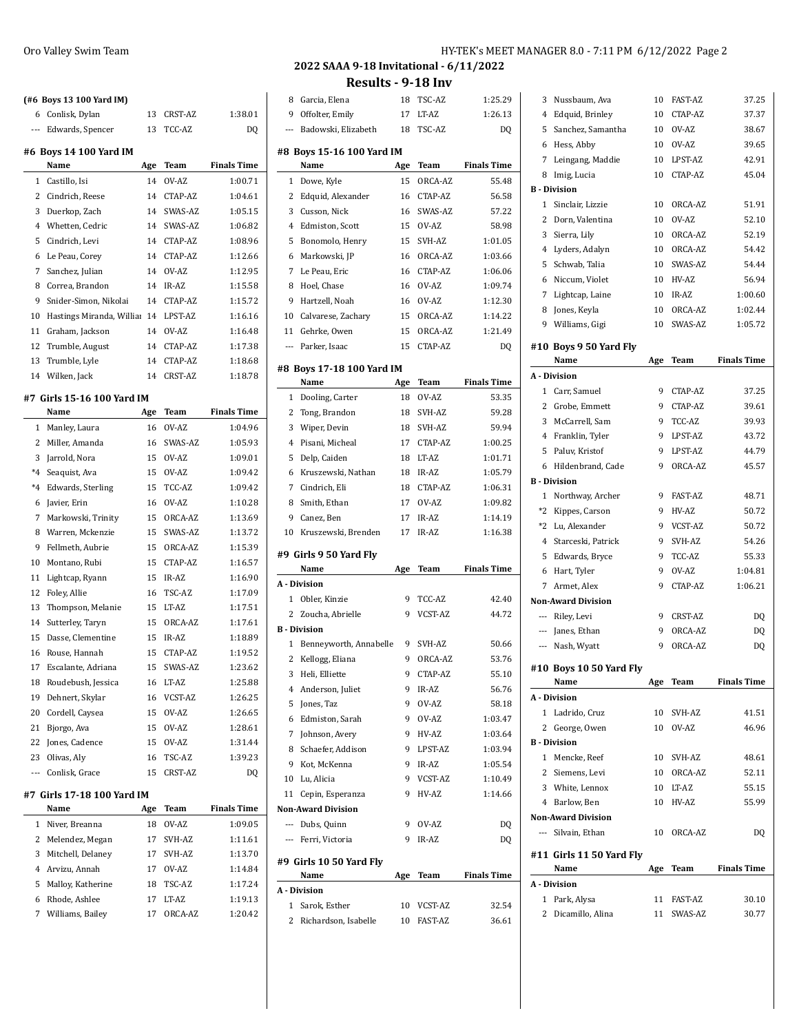## 2022 SAAA 9-18 Invitational - 6/11/2022

## Results - 9-18 Inv

### (#6 Boys 13 100 Yard IM)

| | Name | Age | Team | Finals Time |
|---|---|---|---|---|
| 6 | Conlisk, Dylan | 13 | CRST-AZ | 1:38.01 |
| --- | Edwards, Spencer | 13 | TCC-AZ | DQ |

### #6 Boys 14 100 Yard IM

| | Name | Age | Team | Finals Time |
|---|---|---|---|---|
| 1 | Castillo, Isi | 14 | OV-AZ | 1:00.71 |
| 2 | Cindrich, Reese | 14 | CTAP-AZ | 1:04.61 |
| 3 | Duerkop, Zach | 14 | SWAS-AZ | 1:05.15 |
| 4 | Whetten, Cedric | 14 | SWAS-AZ | 1:06.82 |
| 5 | Cindrich, Levi | 14 | CTAP-AZ | 1:08.96 |
| 6 | Le Peau, Corey | 14 | CTAP-AZ | 1:12.66 |
| 7 | Sanchez, Julian | 14 | OV-AZ | 1:12.95 |
| 8 | Correa, Brandon | 14 | IR-AZ | 1:15.58 |
| 9 | Snider-Simon, Nikolai | 14 | CTAP-AZ | 1:15.72 |
| 10 | Hastings Miranda, Willia | 14 | LPST-AZ | 1:16.16 |
| 11 | Graham, Jackson | 14 | OV-AZ | 1:16.48 |
| 12 | Trumble, August | 14 | CTAP-AZ | 1:17.38 |
| 13 | Trumble, Lyle | 14 | CTAP-AZ | 1:18.68 |
| 14 | Wilken, Jack | 14 | CRST-AZ | 1:18.78 |

### #7 Girls 15-16 100 Yard IM

| | Name | Age | Team | Finals Time |
|---|---|---|---|---|
| 1 | Manley, Laura | 16 | OV-AZ | 1:04.96 |
| 2 | Miller, Amanda | 16 | SWAS-AZ | 1:05.93 |
| 3 | Jarrold, Nora | 15 | OV-AZ | 1:09.01 |
| *4 | Seaquist, Ava | 15 | OV-AZ | 1:09.42 |
| *4 | Edwards, Sterling | 15 | TCC-AZ | 1:09.42 |
| 6 | Javier, Erin | 16 | OV-AZ | 1:10.28 |
| 7 | Markowski, Trinity | 15 | ORCA-AZ | 1:13.69 |
| 8 | Warren, Mckenzie | 15 | SWAS-AZ | 1:13.72 |
| 9 | Fellmeth, Aubrie | 15 | ORCA-AZ | 1:15.39 |
| 10 | Montano, Rubi | 15 | CTAP-AZ | 1:16.57 |
| 11 | Lightcap, Ryann | 15 | IR-AZ | 1:16.90 |
| 12 | Foley, Allie | 16 | TSC-AZ | 1:17.09 |
| 13 | Thompson, Melanie | 15 | LT-AZ | 1:17.51 |
| 14 | Sutterley, Taryn | 15 | ORCA-AZ | 1:17.61 |
| 15 | Dasse, Clementine | 15 | IR-AZ | 1:18.89 |
| 16 | Rouse, Hannah | 15 | CTAP-AZ | 1:19.52 |
| 17 | Escalante, Adriana | 15 | SWAS-AZ | 1:23.62 |
| 18 | Roudebush, Jessica | 16 | LT-AZ | 1:25.88 |
| 19 | Dehnert, Skylar | 16 | VCST-AZ | 1:26.25 |
| 20 | Cordell, Caysea | 15 | OV-AZ | 1:26.65 |
| 21 | Bjorgo, Ava | 15 | OV-AZ | 1:28.61 |
| 22 | Jones, Cadence | 15 | OV-AZ | 1:31.44 |
| 23 | Olivas, Aly | 16 | TSC-AZ | 1:39.23 |
| --- | Conlisk, Grace | 15 | CRST-AZ | DQ |

### #7 Girls 17-18 100 Yard IM

| | Name | Age | Team | Finals Time |
|---|---|---|---|---|
| 1 | Niver, Breanna | 18 | OV-AZ | 1:09.05 |
| 2 | Melendez, Megan | 17 | SVH-AZ | 1:11.61 |
| 3 | Mitchell, Delaney | 17 | SVH-AZ | 1:13.70 |
| 4 | Arvizu, Annah | 17 | OV-AZ | 1:14.84 |
| 5 | Malloy, Katherine | 18 | TSC-AZ | 1:17.24 |
| 6 | Rhode, Ashlee | 17 | LT-AZ | 1:19.13 |
| 7 | Williams, Bailey | 17 | ORCA-AZ | 1:20.42 |
| 8 | Garcia, Elena | 18 | TSC-AZ | 1:25.29 |
| 9 | Offolter, Emily | 17 | LT-AZ | 1:26.13 |
| --- | Badowski, Elizabeth | 18 | TSC-AZ | DQ |

### #8 Boys 15-16 100 Yard IM

| | Name | Age | Team | Finals Time |
|---|---|---|---|---|
| 1 | Dowe, Kyle | 15 | ORCA-AZ | 55.48 |
| 2 | Edquid, Alexander | 16 | CTAP-AZ | 56.58 |
| 3 | Cusson, Nick | 16 | SWAS-AZ | 57.22 |
| 4 | Edmiston, Scott | 15 | OV-AZ | 58.98 |
| 5 | Bonomolo, Henry | 15 | SVH-AZ | 1:01.05 |
| 6 | Markowski, JP | 16 | ORCA-AZ | 1:03.66 |
| 7 | Le Peau, Eric | 16 | CTAP-AZ | 1:06.06 |
| 8 | Hoel, Chase | 16 | OV-AZ | 1:09.74 |
| 9 | Hartzell, Noah | 16 | OV-AZ | 1:12.30 |
| 10 | Calvarese, Zachary | 15 | ORCA-AZ | 1:14.22 |
| 11 | Gehrke, Owen | 15 | ORCA-AZ | 1:21.49 |
| --- | Parker, Isaac | 15 | CTAP-AZ | DQ |

### #8 Boys 17-18 100 Yard IM

| | Name | Age | Team | Finals Time |
|---|---|---|---|---|
| 1 | Dooling, Carter | 18 | OV-AZ | 53.35 |
| 2 | Tong, Brandon | 18 | SVH-AZ | 59.28 |
| 3 | Wiper, Devin | 18 | SVH-AZ | 59.94 |
| 4 | Pisani, Micheal | 17 | CTAP-AZ | 1:00.25 |
| 5 | Delp, Caiden | 18 | LT-AZ | 1:01.71 |
| 6 | Kruszewski, Nathan | 18 | IR-AZ | 1:05.79 |
| 7 | Cindrich, Eli | 18 | CTAP-AZ | 1:06.31 |
| 8 | Smith, Ethan | 17 | OV-AZ | 1:09.82 |
| 9 | Canez, Ben | 17 | IR-AZ | 1:14.19 |
| 10 | Kruszewski, Brenden | 17 | IR-AZ | 1:16.38 |

### #9 Girls 9 50 Yard Fly

| | Name | Age | Team | Finals Time |
|---|---|---|---|---|
| **A - Division** | | | | |
| 1 | Obler, Kinzie | 9 | TCC-AZ | 42.40 |
| 2 | Zoucha, Abrielle | 9 | VCST-AZ | 44.72 |
| **B - Division** | | | | |
| 1 | Benneyworth, Annabelle | 9 | SVH-AZ | 50.66 |
| 2 | Kellogg, Eliana | 9 | ORCA-AZ | 53.76 |
| 3 | Heli, Elliette | 9 | CTAP-AZ | 55.10 |
| 4 | Anderson, Juliet | 9 | IR-AZ | 56.76 |
| 5 | Jones, Taz | 9 | OV-AZ | 58.18 |
| 6 | Edmiston, Sarah | 9 | OV-AZ | 1:03.47 |
| 7 | Johnson, Avery | 9 | HV-AZ | 1:03.64 |
| 8 | Schaefer, Addison | 9 | LPST-AZ | 1:03.94 |
| 9 | Kot, McKenna | 9 | IR-AZ | 1:05.54 |
| 10 | Lu, Alicia | 9 | VCST-AZ | 1:10.49 |
| 11 | Cepin, Esperanza | 9 | HV-AZ | 1:14.66 |
| **Non-Award Division** | | | | |
| --- | Dubs, Quinn | 9 | OV-AZ | DQ |
| --- | Ferri, Victoria | 9 | IR-AZ | DQ |

### #9 Girls 10 50 Yard Fly

| | Name | Age | Team | Finals Time |
|---|---|---|---|---|
| **A - Division** | | | | |
| 1 | Sarok, Esther | 10 | VCST-AZ | 32.54 |
| 2 | Richardson, Isabelle | 10 | FAST-AZ | 36.61 |
| 3 | Nussbaum, Ava | 10 | FAST-AZ | 37.25 |
| 4 | Edquid, Brinley | 10 | CTAP-AZ | 37.37 |
| 5 | Sanchez, Samantha | 10 | OV-AZ | 38.67 |
| 6 | Hess, Abby | 10 | OV-AZ | 39.65 |
| 7 | Leingang, Maddie | 10 | LPST-AZ | 42.91 |
| 8 | Imig, Lucia | 10 | CTAP-AZ | 45.04 |
| **B - Division** | | | | |
| 1 | Sinclair, Lizzie | 10 | ORCA-AZ | 51.91 |
| 2 | Dorn, Valentina | 10 | OV-AZ | 52.10 |
| 3 | Sierra, Lily | 10 | ORCA-AZ | 52.19 |
| 4 | Lyders, Adalyn | 10 | ORCA-AZ | 54.42 |
| 5 | Schwab, Talia | 10 | SWAS-AZ | 54.44 |
| 6 | Niccum, Violet | 10 | HV-AZ | 56.94 |
| 7 | Lightcap, Laine | 10 | IR-AZ | 1:00.60 |
| 8 | Jones, Keyla | 10 | ORCA-AZ | 1:02.44 |
| 9 | Williams, Gigi | 10 | SWAS-AZ | 1:05.72 |

### #10 Boys 9 50 Yard Fly

| | Name | Age | Team | Finals Time |
|---|---|---|---|---|
| **A - Division** | | | | |
| 1 | Carr, Samuel | 9 | CTAP-AZ | 37.25 |
| 2 | Grobe, Emmett | 9 | CTAP-AZ | 39.61 |
| 3 | McCarrell, Sam | 9 | TCC-AZ | 39.93 |
| 4 | Franklin, Tyler | 9 | LPST-AZ | 43.72 |
| 5 | Paluv, Kristof | 9 | LPST-AZ | 44.79 |
| 6 | Hildenbrand, Cade | 9 | ORCA-AZ | 45.57 |
| **B - Division** | | | | |
| 1 | Northway, Archer | 9 | FAST-AZ | 48.71 |
| *2 | Kippes, Carson | 9 | HV-AZ | 50.72 |
| *2 | Lu, Alexander | 9 | VCST-AZ | 50.72 |
| 4 | Starceski, Patrick | 9 | SVH-AZ | 54.26 |
| 5 | Edwards, Bryce | 9 | TCC-AZ | 55.33 |
| 6 | Hart, Tyler | 9 | OV-AZ | 1:04.81 |
| 7 | Armet, Alex | 9 | CTAP-AZ | 1:06.21 |
| **Non-Award Division** | | | | |
| --- | Riley, Levi | 9 | CRST-AZ | DQ |
| --- | Janes, Ethan | 9 | ORCA-AZ | DQ |
| --- | Nash, Wyatt | 9 | ORCA-AZ | DQ |

### #10 Boys 10 50 Yard Fly

| | Name | Age | Team | Finals Time |
|---|---|---|---|---|
| **A - Division** | | | | |
| 1 | Ladrido, Cruz | 10 | SVH-AZ | 41.51 |
| 2 | George, Owen | 10 | OV-AZ | 46.96 |
| **B - Division** | | | | |
| 1 | Mencke, Reef | 10 | SVH-AZ | 48.61 |
| 2 | Siemens, Levi | 10 | ORCA-AZ | 52.11 |
| 3 | White, Lennox | 10 | LT-AZ | 55.15 |
| 4 | Barlow, Ben | 10 | HV-AZ | 55.99 |
| **Non-Award Division** | | | | |
| --- | Silvain, Ethan | 10 | ORCA-AZ | DQ |

### #11 Girls 11 50 Yard Fly

| | Name | Age | Team | Finals Time |
|---|---|---|---|---|
| **A - Division** | | | | |
| 1 | Park, Alysa | 11 | FAST-AZ | 30.10 |
| 2 | Dicamillo, Alina | 11 | SWAS-AZ | 30.77 |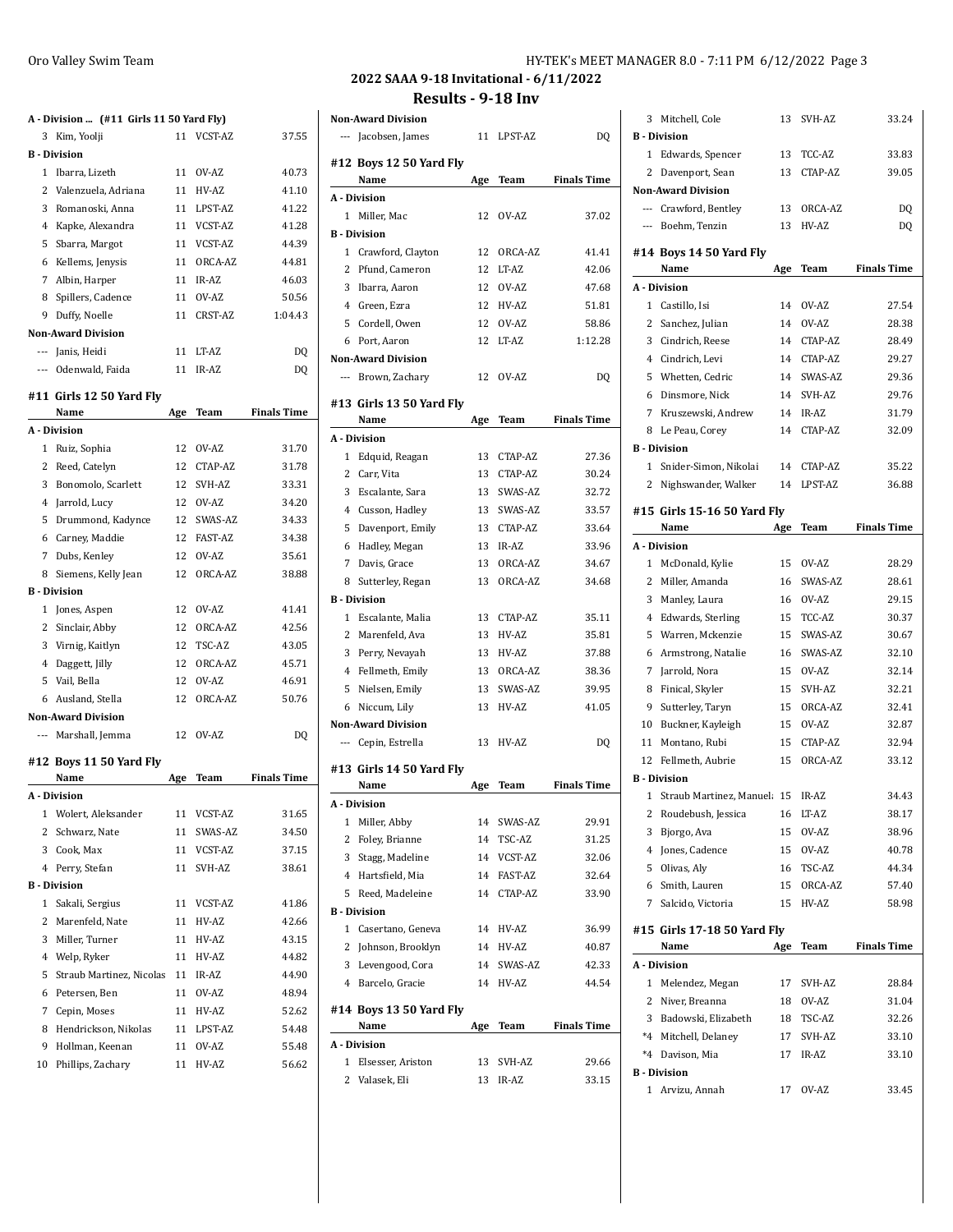## 2022 SAAA 9-18 Invitational - 6/11/2022

## Results - 9-18 Inv

**A - Division ... (#11 Girls 11 50 Yard Fly)**

| | Name | Age | Team | Finals Time |
|---|---|---|---|---|
| 3 | Kim, Yoolji | 11 | VCST-AZ | 37.55 |
| **B - Division** | | | | |
| 1 | Ibarra, Lizeth | 11 | OV-AZ | 40.73 |
| 2 | Valenzuela, Adriana | 11 | HV-AZ | 41.10 |
| 3 | Romanoski, Anna | 11 | LPST-AZ | 41.22 |
| 4 | Kapke, Alexandra | 11 | VCST-AZ | 41.28 |
| 5 | Sbarra, Margot | 11 | VCST-AZ | 44.39 |
| 6 | Kellems, Jenysis | 11 | ORCA-AZ | 44.81 |
| 7 | Albin, Harper | 11 | IR-AZ | 46.03 |
| 8 | Spillers, Cadence | 11 | OV-AZ | 50.56 |
| 9 | Duffy, Noelle | 11 | CRST-AZ | 1:04.43 |
| **Non-Award Division** | | | | |
| --- | Janis, Heidi | 11 | LT-AZ | DQ |
| --- | Odenwald, Faida | 11 | IR-AZ | DQ |

### #11 Girls 12 50 Yard Fly

| | Name | Age | Team | Finals Time |
|---|---|---|---|---|
| **A - Division** | | | | |
| 1 | Ruiz, Sophia | 12 | OV-AZ | 31.70 |
| 2 | Reed, Catelyn | 12 | CTAP-AZ | 31.78 |
| 3 | Bonomolo, Scarlett | 12 | SVH-AZ | 33.31 |
| 4 | Jarrold, Lucy | 12 | OV-AZ | 34.20 |
| 5 | Drummond, Kadynce | 12 | SWAS-AZ | 34.33 |
| 6 | Carney, Maddie | 12 | FAST-AZ | 34.38 |
| 7 | Dubs, Kenley | 12 | OV-AZ | 35.61 |
| 8 | Siemens, Kelly Jean | 12 | ORCA-AZ | 38.88 |
| **B - Division** | | | | |
| 1 | Jones, Aspen | 12 | OV-AZ | 41.41 |
| 2 | Sinclair, Abby | 12 | ORCA-AZ | 42.56 |
| 3 | Virnig, Kaitlyn | 12 | TSC-AZ | 43.05 |
| 4 | Daggett, Jilly | 12 | ORCA-AZ | 45.71 |
| 5 | Vail, Bella | 12 | OV-AZ | 46.91 |
| 6 | Ausland, Stella | 12 | ORCA-AZ | 50.76 |
| **Non-Award Division** | | | | |
| --- | Marshall, Jemma | 12 | OV-AZ | DQ |

### #12 Boys 11 50 Yard Fly

| | Name | Age | Team | Finals Time |
|---|---|---|---|---|
| **A - Division** | | | | |
| 1 | Wolert, Aleksander | 11 | VCST-AZ | 31.65 |
| 2 | Schwarz, Nate | 11 | SWAS-AZ | 34.50 |
| 3 | Cook, Max | 11 | VCST-AZ | 37.15 |
| 4 | Perry, Stefan | 11 | SVH-AZ | 38.61 |
| **B - Division** | | | | |
| 1 | Sakali, Sergius | 11 | VCST-AZ | 41.86 |
| 2 | Marenfeld, Nate | 11 | HV-AZ | 42.66 |
| 3 | Miller, Turner | 11 | HV-AZ | 43.15 |
| 4 | Welp, Ryker | 11 | HV-AZ | 44.82 |
| 5 | Straub Martinez, Nicolas | 11 | IR-AZ | 44.90 |
| 6 | Petersen, Ben | 11 | OV-AZ | 48.94 |
| 7 | Cepin, Moses | 11 | HV-AZ | 52.62 |
| 8 | Hendrickson, Nikolas | 11 | LPST-AZ | 54.48 |
| 9 | Hollman, Keenan | 11 | OV-AZ | 55.48 |
| 10 | Phillips, Zachary | 11 | HV-AZ | 56.62 |
| **Non-Award Division** | | | | |
| --- | Jacobsen, James | 11 | LPST-AZ | DQ |

### #12 Boys 12 50 Yard Fly

| | Name | Age | Team | Finals Time |
|---|---|---|---|---|
| **A - Division** | | | | |
| 1 | Miller, Mac | 12 | OV-AZ | 37.02 |
| **B - Division** | | | | |
| 1 | Crawford, Clayton | 12 | ORCA-AZ | 41.41 |
| 2 | Pfund, Cameron | 12 | LT-AZ | 42.06 |
| 3 | Ibarra, Aaron | 12 | OV-AZ | 47.68 |
| 4 | Green, Ezra | 12 | HV-AZ | 51.81 |
| 5 | Cordell, Owen | 12 | OV-AZ | 58.86 |
| 6 | Port, Aaron | 12 | LT-AZ | 1:12.28 |
| **Non-Award Division** | | | | |
| --- | Brown, Zachary | 12 | OV-AZ | DQ |

### #13 Girls 13 50 Yard Fly

| | Name | Age | Team | Finals Time |
|---|---|---|---|---|
| **A - Division** | | | | |
| 1 | Edquid, Reagan | 13 | CTAP-AZ | 27.36 |
| 2 | Carr, Vita | 13 | CTAP-AZ | 30.24 |
| 3 | Escalante, Sara | 13 | SWAS-AZ | 32.72 |
| 4 | Cusson, Hadley | 13 | SWAS-AZ | 33.57 |
| 5 | Davenport, Emily | 13 | CTAP-AZ | 33.64 |
| 6 | Hadley, Megan | 13 | IR-AZ | 33.96 |
| 7 | Davis, Grace | 13 | ORCA-AZ | 34.67 |
| 8 | Sutterley, Regan | 13 | ORCA-AZ | 34.68 |
| **B - Division** | | | | |
| 1 | Escalante, Malia | 13 | CTAP-AZ | 35.11 |
| 2 | Marenfeld, Ava | 13 | HV-AZ | 35.81 |
| 3 | Perry, Nevayah | 13 | HV-AZ | 37.88 |
| 4 | Fellmeth, Emily | 13 | ORCA-AZ | 38.36 |
| 5 | Nielsen, Emily | 13 | SWAS-AZ | 39.95 |
| 6 | Niccum, Lily | 13 | HV-AZ | 41.05 |
| **Non-Award Division** | | | | |
| --- | Cepin, Estrella | 13 | HV-AZ | DQ |

### #13 Girls 14 50 Yard Fly

| | Name | Age | Team | Finals Time |
|---|---|---|---|---|
| **A - Division** | | | | |
| 1 | Miller, Abby | 14 | SWAS-AZ | 29.91 |
| 2 | Foley, Brianne | 14 | TSC-AZ | 31.25 |
| 3 | Stagg, Madeline | 14 | VCST-AZ | 32.06 |
| 4 | Hartsfield, Mia | 14 | FAST-AZ | 32.64 |
| 5 | Reed, Madeleine | 14 | CTAP-AZ | 33.90 |
| **B - Division** | | | | |
| 1 | Casertano, Geneva | 14 | HV-AZ | 36.99 |
| 2 | Johnson, Brooklyn | 14 | HV-AZ | 40.87 |
| 3 | Levengood, Cora | 14 | SWAS-AZ | 42.33 |
| 4 | Barcelo, Gracie | 14 | HV-AZ | 44.54 |

### #14 Boys 13 50 Yard Fly

| | Name | Age | Team | Finals Time |
|---|---|---|---|---|
| **A - Division** | | | | |
| 1 | Elsesser, Ariston | 13 | SVH-AZ | 29.66 |
| 2 | Valasek, Eli | 13 | IR-AZ | 33.15 |
| 3 | Mitchell, Cole | 13 | SVH-AZ | 33.24 |
| **B - Division** | | | | |
| 1 | Edwards, Spencer | 13 | TCC-AZ | 33.83 |
| 2 | Davenport, Sean | 13 | CTAP-AZ | 39.05 |
| **Non-Award Division** | | | | |
| --- | Crawford, Bentley | 13 | ORCA-AZ | DQ |
| --- | Boehm, Tenzin | 13 | HV-AZ | DQ |

### #14 Boys 14 50 Yard Fly

| | Name | Age | Team | Finals Time |
|---|---|---|---|---|
| **A - Division** | | | | |
| 1 | Castillo, Isi | 14 | OV-AZ | 27.54 |
| 2 | Sanchez, Julian | 14 | OV-AZ | 28.38 |
| 3 | Cindrich, Reese | 14 | CTAP-AZ | 28.49 |
| 4 | Cindrich, Levi | 14 | CTAP-AZ | 29.27 |
| 5 | Whetten, Cedric | 14 | SWAS-AZ | 29.36 |
| 6 | Dinsmore, Nick | 14 | SVH-AZ | 29.76 |
| 7 | Kruszewski, Andrew | 14 | IR-AZ | 31.79 |
| 8 | Le Peau, Corey | 14 | CTAP-AZ | 32.09 |
| **B - Division** | | | | |
| 1 | Snider-Simon, Nikolai | 14 | CTAP-AZ | 35.22 |
| 2 | Nighswander, Walker | 14 | LPST-AZ | 36.88 |

### #15 Girls 15-16 50 Yard Fly

| | Name | Age | Team | Finals Time |
|---|---|---|---|---|
| **A - Division** | | | | |
| 1 | McDonald, Kylie | 15 | OV-AZ | 28.29 |
| 2 | Miller, Amanda | 16 | SWAS-AZ | 28.61 |
| 3 | Manley, Laura | 16 | OV-AZ | 29.15 |
| 4 | Edwards, Sterling | 15 | TCC-AZ | 30.37 |
| 5 | Warren, Mckenzie | 15 | SWAS-AZ | 30.67 |
| 6 | Armstrong, Natalie | 16 | SWAS-AZ | 32.10 |
| 7 | Jarrold, Nora | 15 | OV-AZ | 32.14 |
| 8 | Finical, Skyler | 15 | SVH-AZ | 32.21 |
| 9 | Sutterley, Taryn | 15 | ORCA-AZ | 32.41 |
| 10 | Buckner, Kayleigh | 15 | OV-AZ | 32.87 |
| 11 | Montano, Rubi | 15 | CTAP-AZ | 32.94 |
| 12 | Fellmeth, Aubrie | 15 | ORCA-AZ | 33.12 |
| **B - Division** | | | | |
| 1 | Straub Martinez, Manuela | 15 | IR-AZ | 34.43 |
| 2 | Roudebush, Jessica | 16 | LT-AZ | 38.17 |
| 3 | Bjorgo, Ava | 15 | OV-AZ | 38.96 |
| 4 | Jones, Cadence | 15 | OV-AZ | 40.78 |
| 5 | Olivas, Aly | 16 | TSC-AZ | 44.34 |
| 6 | Smith, Lauren | 15 | ORCA-AZ | 57.40 |
| 7 | Salcido, Victoria | 15 | HV-AZ | 58.98 |

### #15 Girls 17-18 50 Yard Fly

| | Name | Age | Team | Finals Time |
|---|---|---|---|---|
| **A - Division** | | | | |
| 1 | Melendez, Megan | 17 | SVH-AZ | 28.84 |
| 2 | Niver, Breanna | 18 | OV-AZ | 31.04 |
| 3 | Badowski, Elizabeth | 18 | TSC-AZ | 32.26 |
| *4 | Mitchell, Delaney | 17 | SVH-AZ | 33.10 |
| *4 | Davison, Mia | 17 | IR-AZ | 33.10 |
| **B - Division** | | | | |
| 1 | Arvizu, Annah | 17 | OV-AZ | 33.45 |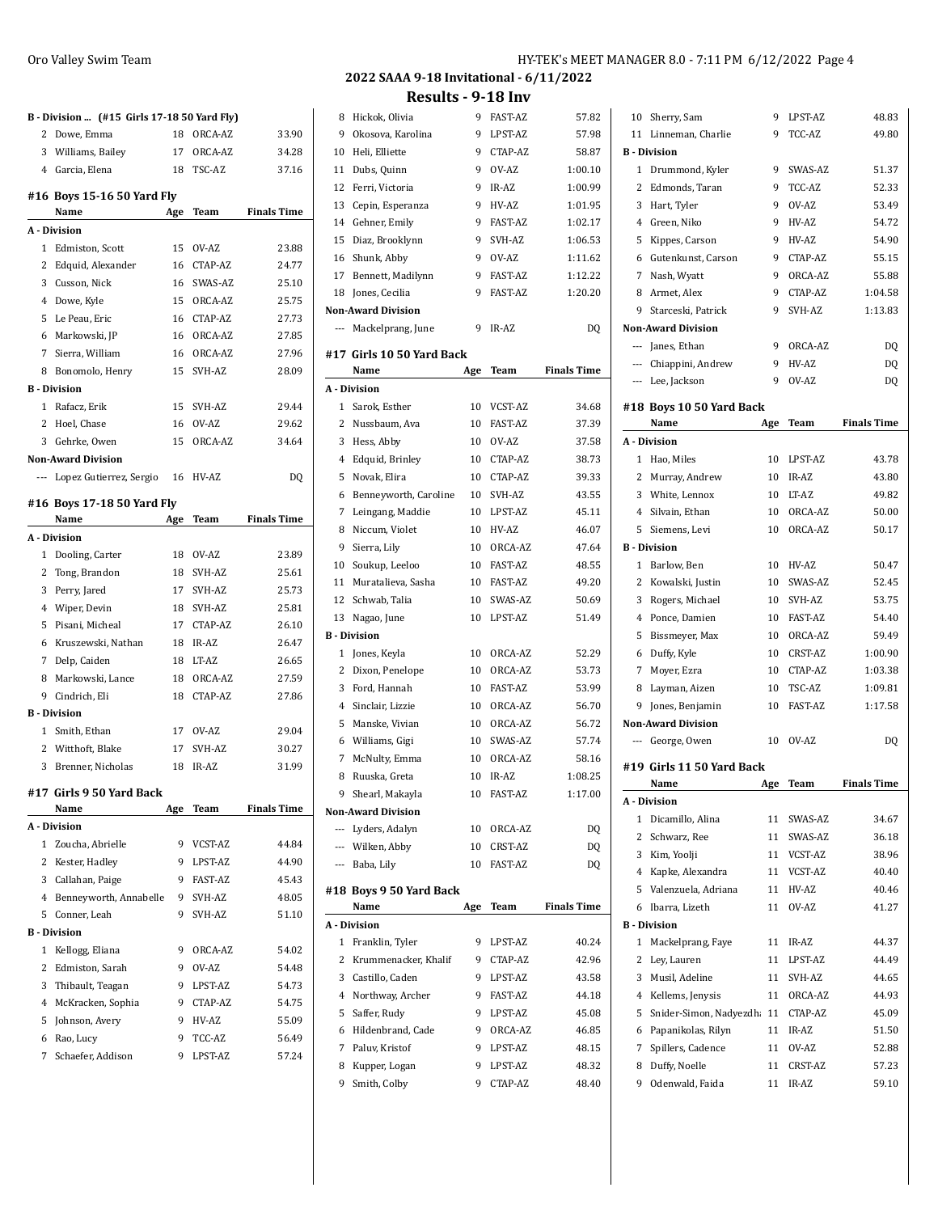## 2022 SAAA 9-18 Invitational - 6/11/2022

## Results - 9-18 Inv

**B - Division ... (#15 Girls 17-18 50 Yard Fly)**

| | Name | Age | Team | Finals Time |
|---|---|---|---|---|
| 2 | Dowe, Emma | 18 | ORCA-AZ | 33.90 |
| 3 | Williams, Bailey | 17 | ORCA-AZ | 34.28 |
| 4 | Garcia, Elena | 18 | TSC-AZ | 37.16 |

### #16 Boys 15-16 50 Yard Fly

| | Name | Age | Team | Finals Time |
|---|---|---|---|---|
| **A - Division** | | | | |
| 1 | Edmiston, Scott | 15 | OV-AZ | 23.88 |
| 2 | Edquid, Alexander | 16 | CTAP-AZ | 24.77 |
| 3 | Cusson, Nick | 16 | SWAS-AZ | 25.10 |
| 4 | Dowe, Kyle | 15 | ORCA-AZ | 25.75 |
| 5 | Le Peau, Eric | 16 | CTAP-AZ | 27.73 |
| 6 | Markowski, JP | 16 | ORCA-AZ | 27.85 |
| 7 | Sierra, William | 16 | ORCA-AZ | 27.96 |
| 8 | Bonomolo, Henry | 15 | SVH-AZ | 28.09 |
| **B - Division** | | | | |
| 1 | Rafacz, Erik | 15 | SVH-AZ | 29.44 |
| 2 | Hoel, Chase | 16 | OV-AZ | 29.62 |
| 3 | Gehrke, Owen | 15 | ORCA-AZ | 34.64 |
| **Non-Award Division** | | | | |
| --- | Lopez Gutierrez, Sergio | 16 | HV-AZ | DQ |

### #16 Boys 17-18 50 Yard Fly

| | Name | Age | Team | Finals Time |
|---|---|---|---|---|
| **A - Division** | | | | |
| 1 | Dooling, Carter | 18 | OV-AZ | 23.89 |
| 2 | Tong, Brandon | 18 | SVH-AZ | 25.61 |
| 3 | Perry, Jared | 17 | SVH-AZ | 25.73 |
| 4 | Wiper, Devin | 18 | SVH-AZ | 25.81 |
| 5 | Pisani, Micheal | 17 | CTAP-AZ | 26.10 |
| 6 | Kruszewski, Nathan | 18 | IR-AZ | 26.47 |
| 7 | Delp, Caiden | 18 | LT-AZ | 26.65 |
| 8 | Markowski, Lance | 18 | ORCA-AZ | 27.59 |
| 9 | Cindrich, Eli | 18 | CTAP-AZ | 27.86 |
| **B - Division** | | | | |
| 1 | Smith, Ethan | 17 | OV-AZ | 29.04 |
| 2 | Witthoft, Blake | 17 | SVH-AZ | 30.27 |
| 3 | Brenner, Nicholas | 18 | IR-AZ | 31.99 |

### #17 Girls 9 50 Yard Back

| | Name | Age | Team | Finals Time |
|---|---|---|---|---|
| **A - Division** | | | | |
| 1 | Zoucha, Abrielle | 9 | VCST-AZ | 44.84 |
| 2 | Kester, Hadley | 9 | LPST-AZ | 44.90 |
| 3 | Callahan, Paige | 9 | FAST-AZ | 45.43 |
| 4 | Benneyworth, Annabelle | 9 | SVH-AZ | 48.05 |
| 5 | Conner, Leah | 9 | SVH-AZ | 51.10 |
| **B - Division** | | | | |
| 1 | Kellogg, Eliana | 9 | ORCA-AZ | 54.02 |
| 2 | Edmiston, Sarah | 9 | OV-AZ | 54.48 |
| 3 | Thibault, Teagan | 9 | LPST-AZ | 54.73 |
| 4 | McKracken, Sophia | 9 | CTAP-AZ | 54.75 |
| 5 | Johnson, Avery | 9 | HV-AZ | 55.09 |
| 6 | Rao, Lucy | 9 | TCC-AZ | 56.49 |
| 7 | Schaefer, Addison | 9 | LPST-AZ | 57.24 |
| 8 | Hickok, Olivia | 9 | FAST-AZ | 57.82 |
| 9 | Okosova, Karolina | 9 | LPST-AZ | 57.98 |
| 10 | Heli, Elliette | 9 | CTAP-AZ | 58.87 |
| 11 | Dubs, Quinn | 9 | OV-AZ | 1:00.10 |
| 12 | Ferri, Victoria | 9 | IR-AZ | 1:00.99 |
| 13 | Cepin, Esperanza | 9 | HV-AZ | 1:01.95 |
| 14 | Gehner, Emily | 9 | FAST-AZ | 1:02.17 |
| 15 | Diaz, Brooklynn | 9 | SVH-AZ | 1:06.53 |
| 16 | Shunk, Abby | 9 | OV-AZ | 1:11.62 |
| 17 | Bennett, Madilynn | 9 | FAST-AZ | 1:12.22 |
| 18 | Jones, Cecilia | 9 | FAST-AZ | 1:20.20 |
| **Non-Award Division** | | | | |
| --- | Mackelprang, June | 9 | IR-AZ | DQ |

### #17 Girls 10 50 Yard Back

| | Name | Age | Team | Finals Time |
|---|---|---|---|---|
| **A - Division** | | | | |
| 1 | Sarok, Esther | 10 | VCST-AZ | 34.68 |
| 2 | Nussbaum, Ava | 10 | FAST-AZ | 37.39 |
| 3 | Hess, Abby | 10 | OV-AZ | 37.58 |
| 4 | Edquid, Brinley | 10 | CTAP-AZ | 38.73 |
| 5 | Novak, Elira | 10 | CTAP-AZ | 39.33 |
| 6 | Benneyworth, Caroline | 10 | SVH-AZ | 43.55 |
| 7 | Leingang, Maddie | 10 | LPST-AZ | 45.11 |
| 8 | Niccum, Violet | 10 | HV-AZ | 46.07 |
| 9 | Sierra, Lily | 10 | ORCA-AZ | 47.64 |
| 10 | Soukup, Leeloo | 10 | FAST-AZ | 48.55 |
| 11 | Muratalieva, Sasha | 10 | FAST-AZ | 49.20 |
| 12 | Schwab, Talia | 10 | SWAS-AZ | 50.69 |
| 13 | Nagao, June | 10 | LPST-AZ | 51.49 |
| **B - Division** | | | | |
| 1 | Jones, Keyla | 10 | ORCA-AZ | 52.29 |
| 2 | Dixon, Penelope | 10 | ORCA-AZ | 53.73 |
| 3 | Ford, Hannah | 10 | FAST-AZ | 53.99 |
| 4 | Sinclair, Lizzie | 10 | ORCA-AZ | 56.70 |
| 5 | Manske, Vivian | 10 | ORCA-AZ | 56.72 |
| 6 | Williams, Gigi | 10 | SWAS-AZ | 57.74 |
| 7 | McNulty, Emma | 10 | ORCA-AZ | 58.16 |
| 8 | Ruuska, Greta | 10 | IR-AZ | 1:08.25 |
| 9 | Shearl, Makayla | 10 | FAST-AZ | 1:17.00 |
| **Non-Award Division** | | | | |
| --- | Lyders, Adalyn | 10 | ORCA-AZ | DQ |
| --- | Wilken, Abby | 10 | CRST-AZ | DQ |
| --- | Baba, Lily | 10 | FAST-AZ | DQ |

### #18 Boys 9 50 Yard Back

| | Name | Age | Team | Finals Time |
|---|---|---|---|---|
| **A - Division** | | | | |
| 1 | Franklin, Tyler | 9 | LPST-AZ | 40.24 |
| 2 | Krummenacker, Khalif | 9 | CTAP-AZ | 42.96 |
| 3 | Castillo, Caden | 9 | LPST-AZ | 43.58 |
| 4 | Northway, Archer | 9 | FAST-AZ | 44.18 |
| 5 | Saffer, Rudy | 9 | LPST-AZ | 45.08 |
| 6 | Hildenbrand, Cade | 9 | ORCA-AZ | 46.85 |
| 7 | Paluv, Kristof | 9 | LPST-AZ | 48.15 |
| 8 | Kupper, Logan | 9 | LPST-AZ | 48.32 |
| 9 | Smith, Colby | 9 | CTAP-AZ | 48.40 |
| 10 | Sherry, Sam | 9 | LPST-AZ | 48.83 |
| 11 | Linneman, Charlie | 9 | TCC-AZ | 49.80 |
| **B - Division** | | | | |
| 1 | Drummond, Kyler | 9 | SWAS-AZ | 51.37 |
| 2 | Edmonds, Taran | 9 | TCC-AZ | 52.33 |
| 3 | Hart, Tyler | 9 | OV-AZ | 53.49 |
| 4 | Green, Niko | 9 | HV-AZ | 54.72 |
| 5 | Kippes, Carson | 9 | HV-AZ | 54.90 |
| 6 | Gutenkunst, Carson | 9 | CTAP-AZ | 55.15 |
| 7 | Nash, Wyatt | 9 | ORCA-AZ | 55.88 |
| 8 | Armet, Alex | 9 | CTAP-AZ | 1:04.58 |
| 9 | Starceski, Patrick | 9 | SVH-AZ | 1:13.83 |
| **Non-Award Division** | | | | |
| --- | Janes, Ethan | 9 | ORCA-AZ | DQ |
| --- | Chiappini, Andrew | 9 | HV-AZ | DQ |
| --- | Lee, Jackson | 9 | OV-AZ | DQ |

### #18 Boys 10 50 Yard Back

| | Name | Age | Team | Finals Time |
|---|---|---|---|---|
| **A - Division** | | | | |
| 1 | Hao, Miles | 10 | LPST-AZ | 43.78 |
| 2 | Murray, Andrew | 10 | IR-AZ | 43.80 |
| 3 | White, Lennox | 10 | LT-AZ | 49.82 |
| 4 | Silvain, Ethan | 10 | ORCA-AZ | 50.00 |
| 5 | Siemens, Levi | 10 | ORCA-AZ | 50.17 |
| **B - Division** | | | | |
| 1 | Barlow, Ben | 10 | HV-AZ | 50.47 |
| 2 | Kowalski, Justin | 10 | SWAS-AZ | 52.45 |
| 3 | Rogers, Michael | 10 | SVH-AZ | 53.75 |
| 4 | Ponce, Damien | 10 | FAST-AZ | 54.40 |
| 5 | Bissmeyer, Max | 10 | ORCA-AZ | 59.49 |
| 6 | Duffy, Kyle | 10 | CRST-AZ | 1:00.90 |
| 7 | Moyer, Ezra | 10 | CTAP-AZ | 1:03.38 |
| 8 | Layman, Aizen | 10 | TSC-AZ | 1:09.81 |
| 9 | Jones, Benjamin | 10 | FAST-AZ | 1:17.58 |
| **Non-Award Division** | | | | |
| --- | George, Owen | 10 | OV-AZ | DQ |

### #19 Girls 11 50 Yard Back

| | Name | Age | Team | Finals Time |
|---|---|---|---|---|
| **A - Division** | | | | |
| 1 | Dicamillo, Alina | 11 | SWAS-AZ | 34.67 |
| 2 | Schwarz, Ree | 11 | SWAS-AZ | 36.18 |
| 3 | Kim, Yoolji | 11 | VCST-AZ | 38.96 |
| 4 | Kapke, Alexandra | 11 | VCST-AZ | 40.40 |
| 5 | Valenzuela, Adriana | 11 | HV-AZ | 40.46 |
| 6 | Ibarra, Lizeth | 11 | OV-AZ | 41.27 |
| **B - Division** | | | | |
| 1 | Mackelprang, Faye | 11 | IR-AZ | 44.37 |
| 2 | Ley, Lauren | 11 | LPST-AZ | 44.49 |
| 3 | Musil, Adeline | 11 | SVH-AZ | 44.65 |
| 4 | Kellems, Jenysis | 11 | ORCA-AZ | 44.93 |
| 5 | Snider-Simon, Nadyezhda | 11 | CTAP-AZ | 45.09 |
| 6 | Papanikolas, Rilyn | 11 | IR-AZ | 51.50 |
| 7 | Spillers, Cadence | 11 | OV-AZ | 52.88 |
| 8 | Duffy, Noelle | 11 | CRST-AZ | 57.23 |
| 9 | Odenwald, Faida | 11 | IR-AZ | 59.10 |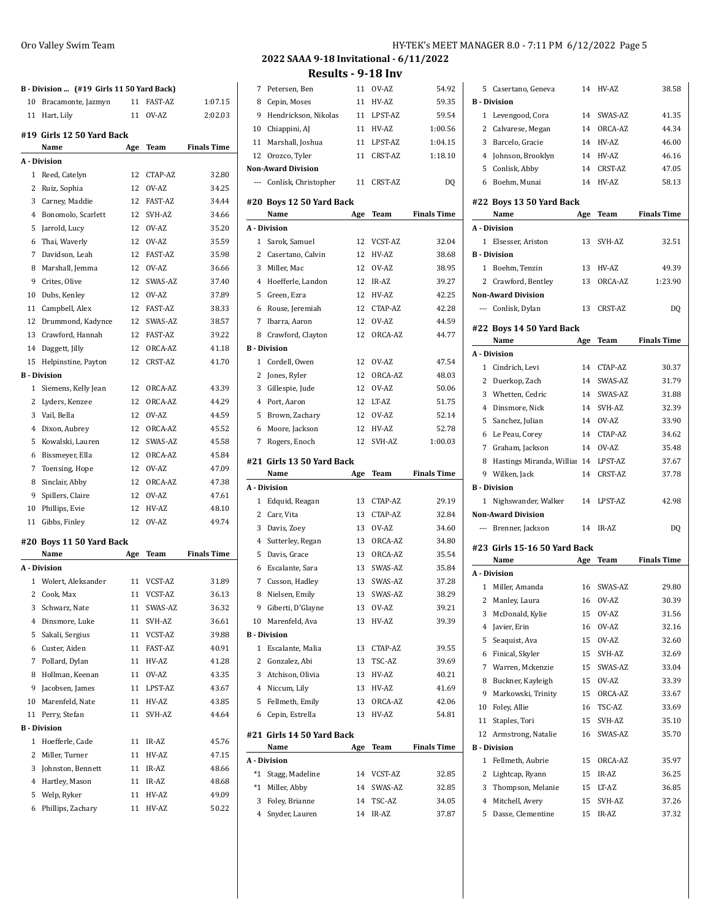## 2022 SAAA 9-18 Invitational - 6/11/2022

## Results - 9-18 Inv

**B - Division ... (#19 Girls 11 50 Yard Back)**

| | Name | Age | Team | Finals Time |
|---|---|---|---|---|
| 10 | Bracamonte, Jazmyn | 11 | FAST-AZ | 1:07.15 |
| 11 | Hart, Lily | 11 | OV-AZ | 2:02.03 |

### #19 Girls 12 50 Yard Back

| | Name | Age | Team | Finals Time |
|---|---|---|---|---|
| **A - Division** | | | | |
| 1 | Reed, Catelyn | 12 | CTAP-AZ | 32.80 |
| 2 | Ruiz, Sophia | 12 | OV-AZ | 34.25 |
| 3 | Carney, Maddie | 12 | FAST-AZ | 34.44 |
| 4 | Bonomolo, Scarlett | 12 | SVH-AZ | 34.66 |
| 5 | Jarrold, Lucy | 12 | OV-AZ | 35.20 |
| 6 | Thai, Waverly | 12 | OV-AZ | 35.59 |
| 7 | Davidson, Leah | 12 | FAST-AZ | 35.98 |
| 8 | Marshall, Jemma | 12 | OV-AZ | 36.66 |
| 9 | Crites, Olive | 12 | SWAS-AZ | 37.40 |
| 10 | Dubs, Kenley | 12 | OV-AZ | 37.89 |
| 11 | Campbell, Alex | 12 | FAST-AZ | 38.33 |
| 12 | Drummond, Kadynce | 12 | SWAS-AZ | 38.57 |
| 13 | Crawford, Hannah | 12 | FAST-AZ | 39.22 |
| 14 | Daggett, Jilly | 12 | ORCA-AZ | 41.18 |
| 15 | Helpinstine, Payton | 12 | CRST-AZ | 41.70 |
| **B - Division** | | | | |
| 1 | Siemens, Kelly Jean | 12 | ORCA-AZ | 43.39 |
| 2 | Lyders, Kenzee | 12 | ORCA-AZ | 44.29 |
| 3 | Vail, Bella | 12 | OV-AZ | 44.59 |
| 4 | Dixon, Aubrey | 12 | ORCA-AZ | 45.52 |
| 5 | Kowalski, Lauren | 12 | SWAS-AZ | 45.58 |
| 6 | Bissmeyer, Ella | 12 | ORCA-AZ | 45.84 |
| 7 | Toensing, Hope | 12 | OV-AZ | 47.09 |
| 8 | Sinclair, Abby | 12 | ORCA-AZ | 47.38 |
| 9 | Spillers, Claire | 12 | OV-AZ | 47.61 |
| 10 | Phillips, Evie | 12 | HV-AZ | 48.10 |
| 11 | Gibbs, Finley | 12 | OV-AZ | 49.74 |

### #20 Boys 11 50 Yard Back

| | Name | Age | Team | Finals Time |
|---|---|---|---|---|
| **A - Division** | | | | |
| 1 | Wolert, Aleksander | 11 | VCST-AZ | 31.89 |
| 2 | Cook, Max | 11 | VCST-AZ | 36.13 |
| 3 | Schwarz, Nate | 11 | SWAS-AZ | 36.32 |
| 4 | Dinsmore, Luke | 11 | SVH-AZ | 36.61 |
| 5 | Sakali, Sergius | 11 | VCST-AZ | 39.88 |
| 6 | Custer, Aiden | 11 | FAST-AZ | 40.91 |
| 7 | Pollard, Dylan | 11 | HV-AZ | 41.28 |
| 8 | Hollman, Keenan | 11 | OV-AZ | 43.35 |
| 9 | Jacobsen, James | 11 | LPST-AZ | 43.67 |
| 10 | Marenfeld, Nate | 11 | HV-AZ | 43.85 |
| 11 | Perry, Stefan | 11 | SVH-AZ | 44.64 |
| **B - Division** | | | | |
| 1 | Hoefferle, Cade | 11 | IR-AZ | 45.76 |
| 2 | Miller, Turner | 11 | HV-AZ | 47.15 |
| 3 | Johnston, Bennett | 11 | IR-AZ | 48.66 |
| 4 | Hartley, Mason | 11 | IR-AZ | 48.68 |
| 5 | Welp, Ryker | 11 | HV-AZ | 49.09 |
| 6 | Phillips, Zachary | 11 | HV-AZ | 50.22 |
| 7 | Petersen, Ben | 11 | OV-AZ | 54.92 |
| 8 | Cepin, Moses | 11 | HV-AZ | 59.35 |
| 9 | Hendrickson, Nikolas | 11 | LPST-AZ | 59.54 |
| 10 | Chiappini, AJ | 11 | HV-AZ | 1:00.56 |
| 11 | Marshall, Joshua | 11 | LPST-AZ | 1:04.15 |
| 12 | Orozco, Tyler | 11 | CRST-AZ | 1:18.10 |
| **Non-Award Division** | | | | |
| --- | Conlisk, Christopher | 11 | CRST-AZ | DQ |

### #20 Boys 12 50 Yard Back

| | Name | Age | Team | Finals Time |
|---|---|---|---|---|
| **A - Division** | | | | |
| 1 | Sarok, Samuel | 12 | VCST-AZ | 32.04 |
| 2 | Casertano, Calvin | 12 | HV-AZ | 38.68 |
| 3 | Miller, Mac | 12 | OV-AZ | 38.95 |
| 4 | Hoefferle, Landon | 12 | IR-AZ | 39.27 |
| 5 | Green, Ezra | 12 | HV-AZ | 42.25 |
| 6 | Rouse, Jeremiah | 12 | CTAP-AZ | 42.28 |
| 7 | Ibarra, Aaron | 12 | OV-AZ | 44.59 |
| 8 | Crawford, Clayton | 12 | ORCA-AZ | 44.77 |
| **B - Division** | | | | |
| 1 | Cordell, Owen | 12 | OV-AZ | 47.54 |
| 2 | Jones, Ryler | 12 | ORCA-AZ | 48.03 |
| 3 | Gillespie, Jude | 12 | OV-AZ | 50.06 |
| 4 | Port, Aaron | 12 | LT-AZ | 51.75 |
| 5 | Brown, Zachary | 12 | OV-AZ | 52.14 |
| 6 | Moore, Jackson | 12 | HV-AZ | 52.78 |
| 7 | Rogers, Enoch | 12 | SVH-AZ | 1:00.03 |

### #21 Girls 13 50 Yard Back

| | Name | Age | Team | Finals Time |
|---|---|---|---|---|
| **A - Division** | | | | |
| 1 | Edquid, Reagan | 13 | CTAP-AZ | 29.19 |
| 2 | Carr, Vita | 13 | CTAP-AZ | 32.84 |
| 3 | Davis, Zoey | 13 | OV-AZ | 34.60 |
| 4 | Sutterley, Regan | 13 | ORCA-AZ | 34.80 |
| 5 | Davis, Grace | 13 | ORCA-AZ | 35.54 |
| 6 | Escalante, Sara | 13 | SWAS-AZ | 35.84 |
| 7 | Cusson, Hadley | 13 | SWAS-AZ | 37.28 |
| 8 | Nielsen, Emily | 13 | SWAS-AZ | 38.29 |
| 9 | Giberti, D'Glayne | 13 | OV-AZ | 39.21 |
| 10 | Marenfeld, Ava | 13 | HV-AZ | 39.39 |
| **B - Division** | | | | |
| 1 | Escalante, Malia | 13 | CTAP-AZ | 39.55 |
| 2 | Gonzalez, Abi | 13 | TSC-AZ | 39.69 |
| 3 | Atchison, Olivia | 13 | HV-AZ | 40.21 |
| 4 | Niccum, Lily | 13 | HV-AZ | 41.69 |
| 5 | Fellmeth, Emily | 13 | ORCA-AZ | 42.06 |
| 6 | Cepin, Estrella | 13 | HV-AZ | 54.81 |

### #21 Girls 14 50 Yard Back

| | Name | Age | Team | Finals Time |
|---|---|---|---|---|
| **A - Division** | | | | |
| *1 | Stagg, Madeline | 14 | VCST-AZ | 32.85 |
| *1 | Miller, Abby | 14 | SWAS-AZ | 32.85 |
| 3 | Foley, Brianne | 14 | TSC-AZ | 34.05 |
| 4 | Snyder, Lauren | 14 | IR-AZ | 37.87 |
| 5 | Casertano, Geneva | 14 | HV-AZ | 38.58 |
| **B - Division** | | | | |
| 1 | Levengood, Cora | 14 | SWAS-AZ | 41.35 |
| 2 | Calvarese, Megan | 14 | ORCA-AZ | 44.34 |
| 3 | Barcelo, Gracie | 14 | HV-AZ | 46.00 |
| 4 | Johnson, Brooklyn | 14 | HV-AZ | 46.16 |
| 5 | Conlisk, Abby | 14 | CRST-AZ | 47.05 |
| 6 | Boehm, Munai | 14 | HV-AZ | 58.13 |

### #22 Boys 13 50 Yard Back

| | Name | Age | Team | Finals Time |
|---|---|---|---|---|
| **A - Division** | | | | |
| 1 | Elsesser, Ariston | 13 | SVH-AZ | 32.51 |
| **B - Division** | | | | |
| 1 | Boehm, Tenzin | 13 | HV-AZ | 49.39 |
| 2 | Crawford, Bentley | 13 | ORCA-AZ | 1:23.90 |
| **Non-Award Division** | | | | |
| --- | Conlisk, Dylan | 13 | CRST-AZ | DQ |

### #22 Boys 14 50 Yard Back

| | Name | Age | Team | Finals Time |
|---|---|---|---|---|
| **A - Division** | | | | |
| 1 | Cindrich, Levi | 14 | CTAP-AZ | 30.37 |
| 2 | Duerkop, Zach | 14 | SWAS-AZ | 31.79 |
| 3 | Whetten, Cedric | 14 | SWAS-AZ | 31.88 |
| 4 | Dinsmore, Nick | 14 | SVH-AZ | 32.39 |
| 5 | Sanchez, Julian | 14 | OV-AZ | 33.90 |
| 6 | Le Peau, Corey | 14 | CTAP-AZ | 34.62 |
| 7 | Graham, Jackson | 14 | OV-AZ | 35.48 |
| 8 | Hastings Miranda, Willia | 14 | LPST-AZ | 37.67 |
| 9 | Wilken, Jack | 14 | CRST-AZ | 37.78 |
| **B - Division** | | | | |
| 1 | Nighswander, Walker | 14 | LPST-AZ | 42.98 |
| **Non-Award Division** | | | | |
| --- | Brenner, Jackson | 14 | IR-AZ | DQ |

### #23 Girls 15-16 50 Yard Back

| | Name | Age | Team | Finals Time |
|---|---|---|---|---|
| **A - Division** | | | | |
| 1 | Miller, Amanda | 16 | SWAS-AZ | 29.80 |
| 2 | Manley, Laura | 16 | OV-AZ | 30.39 |
| 3 | McDonald, Kylie | 15 | OV-AZ | 31.56 |
| 4 | Javier, Erin | 16 | OV-AZ | 32.16 |
| 5 | Seaquist, Ava | 15 | OV-AZ | 32.60 |
| 6 | Finical, Skyler | 15 | SVH-AZ | 32.69 |
| 7 | Warren, Mckenzie | 15 | SWAS-AZ | 33.04 |
| 8 | Buckner, Kayleigh | 15 | OV-AZ | 33.39 |
| 9 | Markowski, Trinity | 15 | ORCA-AZ | 33.67 |
| 10 | Foley, Allie | 16 | TSC-AZ | 33.69 |
| 11 | Staples, Tori | 15 | SVH-AZ | 35.10 |
| 12 | Armstrong, Natalie | 16 | SWAS-AZ | 35.70 |
| **B - Division** | | | | |
| 1 | Fellmeth, Aubrie | 15 | ORCA-AZ | 35.97 |
| 2 | Lightcap, Ryann | 15 | IR-AZ | 36.25 |
| 3 | Thompson, Melanie | 15 | LT-AZ | 36.85 |
| 4 | Mitchell, Avery | 15 | SVH-AZ | 37.26 |
| 5 | Dasse, Clementine | 15 | IR-AZ | 37.32 |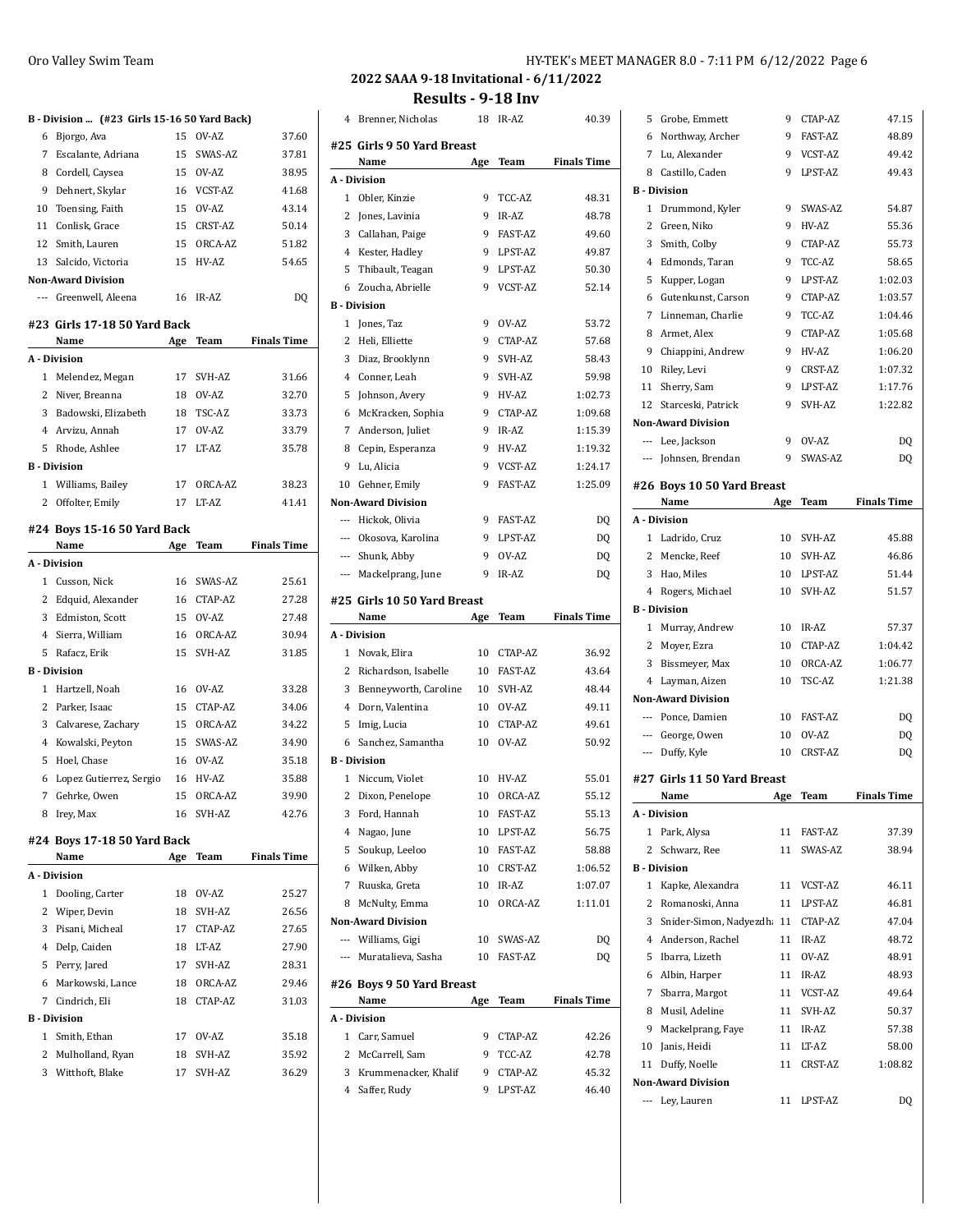## 2022 SAAA 9-18 Invitational - 6/11/2022

## Results - 9-18 Inv

### B - Division ... (#23 Girls 15-16 50 Yard Back)

| | Name | Age | Team | Finals Time |
|---|---|---|---|---|
| 6 | Bjorgo, Ava | 15 | OV-AZ | 37.60 |
| 7 | Escalante, Adriana | 15 | SWAS-AZ | 37.81 |
| 8 | Cordell, Caysea | 15 | OV-AZ | 38.95 |
| 9 | Dehnert, Skylar | 16 | VCST-AZ | 41.68 |
| 10 | Toensing, Faith | 15 | OV-AZ | 43.14 |
| 11 | Conlisk, Grace | 15 | CRST-AZ | 50.14 |
| 12 | Smith, Lauren | 15 | ORCA-AZ | 51.82 |
| 13 | Salcido, Victoria | 15 | HV-AZ | 54.65 |
| **Non-Award Division** | | | | |
| --- | Greenwell, Aleena | 16 | IR-AZ | DQ |

### #23 Girls 17-18 50 Yard Back

| | Name | Age | Team | Finals Time |
|---|---|---|---|---|
| **A - Division** | | | | |
| 1 | Melendez, Megan | 17 | SVH-AZ | 31.66 |
| 2 | Niver, Breanna | 18 | OV-AZ | 32.70 |
| 3 | Badowski, Elizabeth | 18 | TSC-AZ | 33.73 |
| 4 | Arvizu, Annah | 17 | OV-AZ | 33.79 |
| 5 | Rhode, Ashlee | 17 | LT-AZ | 35.78 |
| **B - Division** | | | | |
| 1 | Williams, Bailey | 17 | ORCA-AZ | 38.23 |
| 2 | Offolter, Emily | 17 | LT-AZ | 41.41 |

### #24 Boys 15-16 50 Yard Back

| | Name | Age | Team | Finals Time |
|---|---|---|---|---|
| **A - Division** | | | | |
| 1 | Cusson, Nick | 16 | SWAS-AZ | 25.61 |
| 2 | Edquid, Alexander | 16 | CTAP-AZ | 27.28 |
| 3 | Edmiston, Scott | 15 | OV-AZ | 27.48 |
| 4 | Sierra, William | 16 | ORCA-AZ | 30.94 |
| 5 | Rafacz, Erik | 15 | SVH-AZ | 31.85 |
| **B - Division** | | | | |
| 1 | Hartzell, Noah | 16 | OV-AZ | 33.28 |
| 2 | Parker, Isaac | 15 | CTAP-AZ | 34.06 |
| 3 | Calvarese, Zachary | 15 | ORCA-AZ | 34.22 |
| 4 | Kowalski, Peyton | 15 | SWAS-AZ | 34.90 |
| 5 | Hoel, Chase | 16 | OV-AZ | 35.18 |
| 6 | Lopez Gutierrez, Sergio | 16 | HV-AZ | 35.88 |
| 7 | Gehrke, Owen | 15 | ORCA-AZ | 39.90 |
| 8 | Irey, Max | 16 | SVH-AZ | 42.76 |

### #24 Boys 17-18 50 Yard Back

| | Name | Age | Team | Finals Time |
|---|---|---|---|---|
| **A - Division** | | | | |
| 1 | Dooling, Carter | 18 | OV-AZ | 25.27 |
| 2 | Wiper, Devin | 18 | SVH-AZ | 26.56 |
| 3 | Pisani, Micheal | 17 | CTAP-AZ | 27.65 |
| 4 | Delp, Caiden | 18 | LT-AZ | 27.90 |
| 5 | Perry, Jared | 17 | SVH-AZ | 28.31 |
| 6 | Markowski, Lance | 18 | ORCA-AZ | 29.46 |
| 7 | Cindrich, Eli | 18 | CTAP-AZ | 31.03 |
| **B - Division** | | | | |
| 1 | Smith, Ethan | 17 | OV-AZ | 35.18 |
| 2 | Mulholland, Ryan | 18 | SVH-AZ | 35.92 |
| 3 | Witthoft, Blake | 17 | SVH-AZ | 36.29 |
| 4 | Brenner, Nicholas | 18 | IR-AZ | 40.39 |

### #25 Girls 9 50 Yard Breast

| | Name | Age | Team | Finals Time |
|---|---|---|---|---|
| **A - Division** | | | | |
| 1 | Obler, Kinzie | 9 | TCC-AZ | 48.31 |
| 2 | Jones, Lavinia | 9 | IR-AZ | 48.78 |
| 3 | Callahan, Paige | 9 | FAST-AZ | 49.60 |
| 4 | Kester, Hadley | 9 | LPST-AZ | 49.87 |
| 5 | Thibault, Teagan | 9 | LPST-AZ | 50.30 |
| 6 | Zoucha, Abrielle | 9 | VCST-AZ | 52.14 |
| **B - Division** | | | | |
| 1 | Jones, Taz | 9 | OV-AZ | 53.72 |
| 2 | Heli, Elliette | 9 | CTAP-AZ | 57.68 |
| 3 | Diaz, Brooklynn | 9 | SVH-AZ | 58.43 |
| 4 | Conner, Leah | 9 | SVH-AZ | 59.98 |
| 5 | Johnson, Avery | 9 | HV-AZ | 1:02.73 |
| 6 | McKracken, Sophia | 9 | CTAP-AZ | 1:09.68 |
| 7 | Anderson, Juliet | 9 | IR-AZ | 1:15.39 |
| 8 | Cepin, Esperanza | 9 | HV-AZ | 1:19.32 |
| 9 | Lu, Alicia | 9 | VCST-AZ | 1:24.17 |
| 10 | Gehner, Emily | 9 | FAST-AZ | 1:25.09 |
| **Non-Award Division** | | | | |
| --- | Hickok, Olivia | 9 | FAST-AZ | DQ |
| --- | Okosova, Karolina | 9 | LPST-AZ | DQ |
| --- | Shunk, Abby | 9 | OV-AZ | DQ |
| --- | Mackelprang, June | 9 | IR-AZ | DQ |

### #25 Girls 10 50 Yard Breast

| | Name | Age | Team | Finals Time |
|---|---|---|---|---|
| **A - Division** | | | | |
| 1 | Novak, Elira | 10 | CTAP-AZ | 36.92 |
| 2 | Richardson, Isabelle | 10 | FAST-AZ | 43.64 |
| 3 | Benneyworth, Caroline | 10 | SVH-AZ | 48.44 |
| 4 | Dorn, Valentina | 10 | OV-AZ | 49.11 |
| 5 | Imig, Lucia | 10 | CTAP-AZ | 49.61 |
| 6 | Sanchez, Samantha | 10 | OV-AZ | 50.92 |
| **B - Division** | | | | |
| 1 | Niccum, Violet | 10 | HV-AZ | 55.01 |
| 2 | Dixon, Penelope | 10 | ORCA-AZ | 55.12 |
| 3 | Ford, Hannah | 10 | FAST-AZ | 55.13 |
| 4 | Nagao, June | 10 | LPST-AZ | 56.75 |
| 5 | Soukup, Leeloo | 10 | FAST-AZ | 58.88 |
| 6 | Wilken, Abby | 10 | CRST-AZ | 1:06.52 |
| 7 | Ruuska, Greta | 10 | IR-AZ | 1:07.07 |
| 8 | McNulty, Emma | 10 | ORCA-AZ | 1:11.01 |
| **Non-Award Division** | | | | |
| --- | Williams, Gigi | 10 | SWAS-AZ | DQ |
| --- | Murataliev a, Sasha | 10 | FAST-AZ | DQ |

### #26 Boys 9 50 Yard Breast

| | Name | Age | Team | Finals Time |
|---|---|---|---|---|
| **A - Division** | | | | |
| 1 | Carr, Samuel | 9 | CTAP-AZ | 42.26 |
| 2 | McCarrell, Sam | 9 | TCC-AZ | 42.78 |
| 3 | Krummenacker, Khalif | 9 | CTAP-AZ | 45.32 |
| 4 | Saffer, Rudy | 9 | LPST-AZ | 46.40 |
| 5 | Grobe, Emmett | 9 | CTAP-AZ | 47.15 |
| 6 | Northway, Archer | 9 | FAST-AZ | 48.89 |
| 7 | Lu, Alexander | 9 | VCST-AZ | 49.42 |
| 8 | Castillo, Caden | 9 | LPST-AZ | 49.43 |
| **B - Division** | | | | |
| 1 | Drummond, Kyler | 9 | SWAS-AZ | 54.87 |
| 2 | Green, Niko | 9 | HV-AZ | 55.36 |
| 3 | Smith, Colby | 9 | CTAP-AZ | 55.73 |
| 4 | Edmonds, Taran | 9 | TCC-AZ | 58.65 |
| 5 | Kupper, Logan | 9 | LPST-AZ | 1:02.03 |
| 6 | Gutenkunst, Carson | 9 | CTAP-AZ | 1:03.57 |
| 7 | Linneman, Charlie | 9 | TCC-AZ | 1:04.46 |
| 8 | Armet, Alex | 9 | CTAP-AZ | 1:05.68 |
| 9 | Chiappini, Andrew | 9 | HV-AZ | 1:06.20 |
| 10 | Riley, Levi | 9 | CRST-AZ | 1:07.32 |
| 11 | Sherry, Sam | 9 | LPST-AZ | 1:17.76 |
| 12 | Starceski, Patrick | 9 | SVH-AZ | 1:22.82 |
| **Non-Award Division** | | | | |
| --- | Lee, Jackson | 9 | OV-AZ | DQ |
| --- | Johnsen, Brendan | 9 | SWAS-AZ | DQ |

### #26 Boys 10 50 Yard Breast

| | Name | Age | Team | Finals Time |
|---|---|---|---|---|
| **A - Division** | | | | |
| 1 | Ladrido, Cruz | 10 | SVH-AZ | 45.88 |
| 2 | Mencke, Reef | 10 | SVH-AZ | 46.86 |
| 3 | Hao, Miles | 10 | LPST-AZ | 51.44 |
| 4 | Rogers, Michael | 10 | SVH-AZ | 51.57 |
| **B - Division** | | | | |
| 1 | Murray, Andrew | 10 | IR-AZ | 57.37 |
| 2 | Moyer, Ezra | 10 | CTAP-AZ | 1:04.42 |
| 3 | Bissmeyer, Max | 10 | ORCA-AZ | 1:06.77 |
| 4 | Layman, Aizen | 10 | TSC-AZ | 1:21.38 |
| **Non-Award Division** | | | | |
| --- | Ponce, Damien | 10 | FAST-AZ | DQ |
| --- | George, Owen | 10 | OV-AZ | DQ |
| --- | Duffy, Kyle | 10 | CRST-AZ | DQ |

### #27 Girls 11 50 Yard Breast

| | Name | Age | Team | Finals Time |
|---|---|---|---|---|
| **A - Division** | | | | |
| 1 | Park, Alysa | 11 | FAST-AZ | 37.39 |
| 2 | Schwarz, Ree | 11 | SWAS-AZ | 38.94 |
| **B - Division** | | | | |
| 1 | Kapke, Alexandra | 11 | VCST-AZ | 46.11 |
| 2 | Romanoski, Anna | 11 | LPST-AZ | 46.81 |
| 3 | Snider-Simon, Nadyezdha | 11 | CTAP-AZ | 47.04 |
| 4 | Anderson, Rachel | 11 | IR-AZ | 48.72 |
| 5 | Ibarra, Lizeth | 11 | OV-AZ | 48.91 |
| 6 | Albin, Harper | 11 | IR-AZ | 48.93 |
| 7 | Sbarra, Margot | 11 | VCST-AZ | 49.64 |
| 8 | Musil, Adeline | 11 | SVH-AZ | 50.37 |
| 9 | Mackelprang, Faye | 11 | IR-AZ | 57.38 |
| 10 | Janis, Heidi | 11 | LT-AZ | 58.00 |
| 11 | Duffy, Noelle | 11 | CRST-AZ | 1:08.82 |
| **Non-Award Division** | | | | |
| --- | Ley, Lauren | 11 | LPST-AZ | DQ |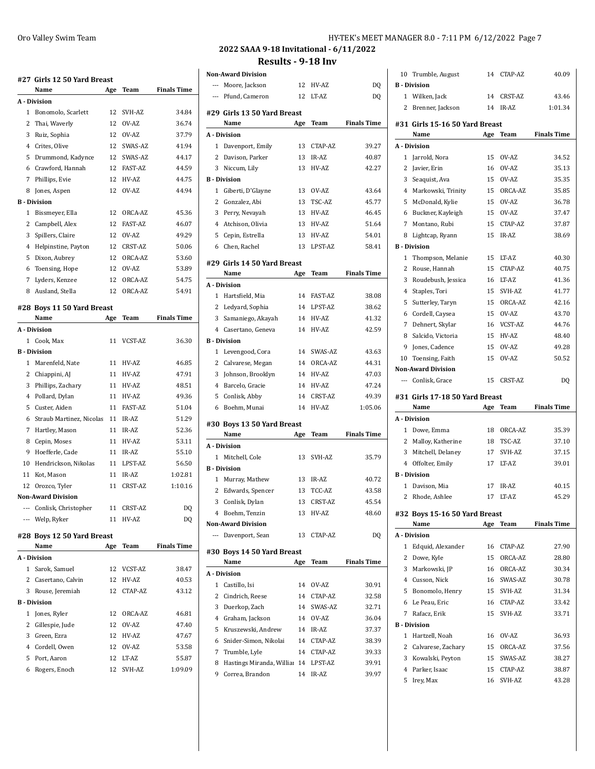## 2022 SAAA 9-18 Invitational - 6/11/2022

## Results - 9-18 Inv

### #27 Girls 12 50 Yard Breast

| | Name | Age | Team | Finals Time |
|---|---|---|---|---|
| **A - Division** | | | | |
| 1 | Bonomolo, Scarlett | 12 | SVH-AZ | 34.84 |
| 2 | Thai, Waverly | 12 | OV-AZ | 36.74 |
| 3 | Ruiz, Sophia | 12 | OV-AZ | 37.79 |
| 4 | Crites, Olive | 12 | SWAS-AZ | 41.94 |
| 5 | Drummond, Kadynce | 12 | SWAS-AZ | 44.17 |
| 6 | Crawford, Hannah | 12 | FAST-AZ | 44.59 |
| 7 | Phillips, Evie | 12 | HV-AZ | 44.75 |
| 8 | Jones, Aspen | 12 | OV-AZ | 44.94 |
| **B - Division** | | | | |
| 1 | Bissmeyer, Ella | 12 | ORCA-AZ | 45.36 |
| 2 | Campbell, Alex | 12 | FAST-AZ | 46.07 |
| 3 | Spillers, Claire | 12 | OV-AZ | 49.29 |
| 4 | Helpinstine, Payton | 12 | CRST-AZ | 50.06 |
| 5 | Dixon, Aubrey | 12 | ORCA-AZ | 53.60 |
| 6 | Toensing, Hope | 12 | OV-AZ | 53.89 |
| 7 | Lyders, Kenzee | 12 | ORCA-AZ | 54.75 |
| 8 | Ausland, Stella | 12 | ORCA-AZ | 54.91 |

### #28 Boys 11 50 Yard Breast

| | Name | Age | Team | Finals Time |
|---|---|---|---|---|
| **A - Division** | | | | |
| 1 | Cook, Max | 11 | VCST-AZ | 36.30 |
| **B - Division** | | | | |
| 1 | Marenfeld, Nate | 11 | HV-AZ | 46.85 |
| 2 | Chiappini, AJ | 11 | HV-AZ | 47.91 |
| 3 | Phillips, Zachary | 11 | HV-AZ | 48.51 |
| 4 | Pollard, Dylan | 11 | HV-AZ | 49.36 |
| 5 | Custer, Aiden | 11 | FAST-AZ | 51.04 |
| 6 | Straub Martinez, Nicolas | 11 | IR-AZ | 51.29 |
| 7 | Hartley, Mason | 11 | IR-AZ | 52.36 |
| 8 | Cepin, Moses | 11 | HV-AZ | 53.11 |
| 9 | Hoefferle, Cade | 11 | IR-AZ | 55.10 |
| 10 | Hendrickson, Nikolas | 11 | LPST-AZ | 56.50 |
| 11 | Kot, Mason | 11 | IR-AZ | 1:02.81 |
| 12 | Orozco, Tyler | 11 | CRST-AZ | 1:10.16 |
| **Non-Award Division** | | | | |
| --- | Conlisk, Christopher | 11 | CRST-AZ | DQ |
| --- | Welp, Ryker | 11 | HV-AZ | DQ |

### #28 Boys 12 50 Yard Breast

| | Name | Age | Team | Finals Time |
|---|---|---|---|---|
| **A - Division** | | | | |
| 1 | Sarok, Samuel | 12 | VCST-AZ | 38.47 |
| 2 | Casertano, Calvin | 12 | HV-AZ | 40.53 |
| 3 | Rouse, Jeremiah | 12 | CTAP-AZ | 43.12 |
| **B - Division** | | | | |
| 1 | Jones, Ryler | 12 | ORCA-AZ | 46.81 |
| 2 | Gillespie, Jude | 12 | OV-AZ | 47.40 |
| 3 | Green, Ezra | 12 | HV-AZ | 47.67 |
| 4 | Cordell, Owen | 12 | OV-AZ | 53.58 |
| 5 | Port, Aaron | 12 | LT-AZ | 55.87 |
| 6 | Rogers, Enoch | 12 | SVH-AZ | 1:09.09 |
| **Non-Award Division** | | | | |
| --- | Moore, Jackson | 12 | HV-AZ | DQ |
| --- | Pfund, Cameron | 12 | LT-AZ | DQ |

### #29 Girls 13 50 Yard Breast

| | Name | Age | Team | Finals Time |
|---|---|---|---|---|
| **A - Division** | | | | |
| 1 | Davenport, Emily | 13 | CTAP-AZ | 39.27 |
| 2 | Davison, Parker | 13 | IR-AZ | 40.87 |
| 3 | Niccum, Lily | 13 | HV-AZ | 42.27 |
| **B - Division** | | | | |
| 1 | Giberti, D'Glayne | 13 | OV-AZ | 43.64 |
| 2 | Gonzalez, Abi | 13 | TSC-AZ | 45.77 |
| 3 | Perry, Nevayah | 13 | HV-AZ | 46.45 |
| 4 | Atchison, Olivia | 13 | HV-AZ | 51.64 |
| 5 | Cepin, Estrella | 13 | HV-AZ | 54.01 |
| 6 | Chen, Rachel | 13 | LPST-AZ | 58.41 |

### #29 Girls 14 50 Yard Breast

| | Name | Age | Team | Finals Time |
|---|---|---|---|---|
| **A - Division** | | | | |
| 1 | Hartsfield, Mia | 14 | FAST-AZ | 38.08 |
| 2 | Ledyard, Sophia | 14 | LPST-AZ | 38.62 |
| 3 | Samaniego, Akayah | 14 | HV-AZ | 41.32 |
| 4 | Casertano, Geneva | 14 | HV-AZ | 42.59 |
| **B - Division** | | | | |
| 1 | Levengood, Cora | 14 | SWAS-AZ | 43.63 |
| 2 | Calvarese, Megan | 14 | ORCA-AZ | 44.31 |
| 3 | Johnson, Brooklyn | 14 | HV-AZ | 47.03 |
| 4 | Barcelo, Gracie | 14 | HV-AZ | 47.24 |
| 5 | Conlisk, Abby | 14 | CRST-AZ | 49.39 |
| 6 | Boehm, Munai | 14 | HV-AZ | 1:05.06 |

### #30 Boys 13 50 Yard Breast

| | Name | Age | Team | Finals Time |
|---|---|---|---|---|
| **A - Division** | | | | |
| 1 | Mitchell, Cole | 13 | SVH-AZ | 35.79 |
| **B - Division** | | | | |
| 1 | Murray, Mathew | 13 | IR-AZ | 40.72 |
| 2 | Edwards, Spencer | 13 | TCC-AZ | 43.58 |
| 3 | Conlisk, Dylan | 13 | CRST-AZ | 45.54 |
| 4 | Boehm, Tenzin | 13 | HV-AZ | 48.60 |
| **Non-Award Division** | | | | |
| --- | Davenport, Sean | 13 | CTAP-AZ | DQ |

### #30 Boys 14 50 Yard Breast

| | Name | Age | Team | Finals Time |
|---|---|---|---|---|
| **A - Division** | | | | |
| 1 | Castillo, Isi | 14 | OV-AZ | 30.91 |
| 2 | Cindrich, Reese | 14 | CTAP-AZ | 32.58 |
| 3 | Duerkop, Zach | 14 | SWAS-AZ | 32.71 |
| 4 | Graham, Jackson | 14 | OV-AZ | 36.04 |
| 5 | Kruszewski, Andrew | 14 | IR-AZ | 37.37 |
| 6 | Snider-Simon, Nikolai | 14 | CTAP-AZ | 38.39 |
| 7 | Trumble, Lyle | 14 | CTAP-AZ | 39.33 |
| 8 | Hastings Miranda, Williar | 14 | LPST-AZ | 39.91 |
| 9 | Correa, Brandon | 14 | IR-AZ | 39.97 |
| 10 | Trumble, August | 14 | CTAP-AZ | 40.09 |
| **B - Division** | | | | |
| 1 | Wilken, Jack | 14 | CRST-AZ | 43.46 |
| 2 | Brenner, Jackson | 14 | IR-AZ | 1:01.34 |

### #31 Girls 15-16 50 Yard Breast

| | Name | Age | Team | Finals Time |
|---|---|---|---|---|
| **A - Division** | | | | |
| 1 | Jarrold, Nora | 15 | OV-AZ | 34.52 |
| 2 | Javier, Erin | 16 | OV-AZ | 35.13 |
| 3 | Seaquist, Ava | 15 | OV-AZ | 35.35 |
| 4 | Markowski, Trinity | 15 | ORCA-AZ | 35.85 |
| 5 | McDonald, Kylie | 15 | OV-AZ | 36.78 |
| 6 | Buckner, Kayleigh | 15 | OV-AZ | 37.47 |
| 7 | Montano, Rubi | 15 | CTAP-AZ | 37.87 |
| 8 | Lightcap, Ryann | 15 | IR-AZ | 38.69 |
| **B - Division** | | | | |
| 1 | Thompson, Melanie | 15 | LT-AZ | 40.30 |
| 2 | Rouse, Hannah | 15 | CTAP-AZ | 40.75 |
| 3 | Roudebush, Jessica | 16 | LT-AZ | 41.36 |
| 4 | Staples, Tori | 15 | SVH-AZ | 41.77 |
| 5 | Sutterley, Taryn | 15 | ORCA-AZ | 42.16 |
| 6 | Cordell, Caysea | 15 | OV-AZ | 43.70 |
| 7 | Dehnert, Skylar | 16 | VCST-AZ | 44.76 |
| 8 | Salcido, Victoria | 15 | HV-AZ | 48.40 |
| 9 | Jones, Cadence | 15 | OV-AZ | 49.28 |
| 10 | Toensing, Faith | 15 | OV-AZ | 50.52 |
| **Non-Award Division** | | | | |
| --- | Conlisk, Grace | 15 | CRST-AZ | DQ |

### #31 Girls 17-18 50 Yard Breast

| | Name | Age | Team | Finals Time |
|---|---|---|---|---|
| **A - Division** | | | | |
| 1 | Dowe, Emma | 18 | ORCA-AZ | 35.39 |
| 2 | Malloy, Katherine | 18 | TSC-AZ | 37.10 |
| 3 | Mitchell, Delaney | 17 | SVH-AZ | 37.15 |
| 4 | Offolter, Emily | 17 | LT-AZ | 39.01 |
| **B - Division** | | | | |
| 1 | Davison, Mia | 17 | IR-AZ | 40.15 |
| 2 | Rhode, Ashlee | 17 | LT-AZ | 45.29 |

### #32 Boys 15-16 50 Yard Breast

| | Name | Age | Team | Finals Time |
|---|---|---|---|---|
| **A - Division** | | | | |
| 1 | Edquid, Alexander | 16 | CTAP-AZ | 27.90 |
| 2 | Dowe, Kyle | 15 | ORCA-AZ | 28.80 |
| 3 | Markowski, JP | 16 | ORCA-AZ | 30.34 |
| 4 | Cusson, Nick | 16 | SWAS-AZ | 30.78 |
| 5 | Bonomolo, Henry | 15 | SVH-AZ | 31.34 |
| 6 | Le Peau, Eric | 16 | CTAP-AZ | 33.42 |
| 7 | Rafacz, Erik | 15 | SVH-AZ | 33.71 |
| **B - Division** | | | | |
| 1 | Hartzell, Noah | 16 | OV-AZ | 36.93 |
| 2 | Calvarese, Zachary | 15 | ORCA-AZ | 37.56 |
| 3 | Kowalski, Peyton | 15 | SWAS-AZ | 38.27 |
| 4 | Parker, Isaac | 15 | CTAP-AZ | 38.87 |
| 5 | Irey, Max | 16 | SVH-AZ | 43.28 |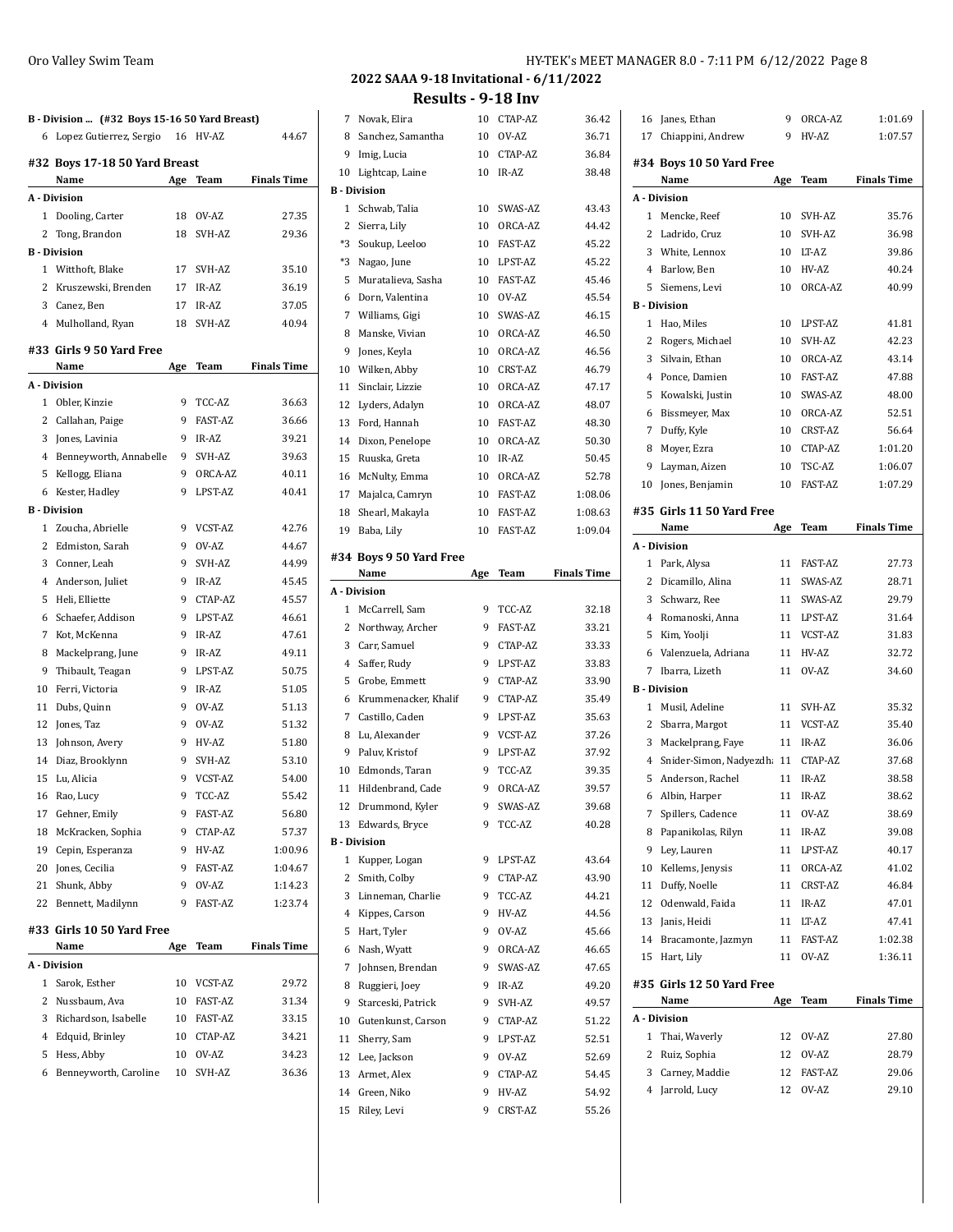## 2022 SAAA 9-18 Invitational - 6/11/2022

## Results - 9-18 Inv

**B - Division ... (#32 Boys 15-16 50 Yard Breast)**

| | Name | Age | Team | Finals Time |
|---|---|---|---|---|
| 6 | Lopez Gutierrez, Sergio | 16 | HV-AZ | 44.67 |

### #32 Boys 17-18 50 Yard Breast

| | Name | Age | Team | Finals Time |
|---|---|---|---|---|
| **A - Division** | | | | |
| 1 | Dooling, Carter | 18 | OV-AZ | 27.35 |
| 2 | Tong, Brandon | 18 | SVH-AZ | 29.36 |
| **B - Division** | | | | |
| 1 | Witthoft, Blake | 17 | SVH-AZ | 35.10 |
| 2 | Kruszewski, Brenden | 17 | IR-AZ | 36.19 |
| 3 | Canez, Ben | 17 | IR-AZ | 37.05 |
| 4 | Mulholland, Ryan | 18 | SVH-AZ | 40.94 |

### #33 Girls 9 50 Yard Free

| | Name | Age | Team | Finals Time |
|---|---|---|---|---|
| **A - Division** | | | | |
| 1 | Obler, Kinzie | 9 | TCC-AZ | 36.63 |
| 2 | Callahan, Paige | 9 | FAST-AZ | 36.66 |
| 3 | Jones, Lavinia | 9 | IR-AZ | 39.21 |
| 4 | Benneyworth, Annabelle | 9 | SVH-AZ | 39.63 |
| 5 | Kellogg, Eliana | 9 | ORCA-AZ | 40.11 |
| 6 | Kester, Hadley | 9 | LPST-AZ | 40.41 |
| **B - Division** | | | | |
| 1 | Zoucha, Abrielle | 9 | VCST-AZ | 42.76 |
| 2 | Edmiston, Sarah | 9 | OV-AZ | 44.67 |
| 3 | Conner, Leah | 9 | SVH-AZ | 44.99 |
| 4 | Anderson, Juliet | 9 | IR-AZ | 45.45 |
| 5 | Heli, Elliette | 9 | CTAP-AZ | 45.57 |
| 6 | Schaefer, Addison | 9 | LPST-AZ | 46.61 |
| 7 | Kot, McKenna | 9 | IR-AZ | 47.61 |
| 8 | Mackelprang, June | 9 | IR-AZ | 49.11 |
| 9 | Thibault, Teagan | 9 | LPST-AZ | 50.75 |
| 10 | Ferri, Victoria | 9 | IR-AZ | 51.05 |
| 11 | Dubs, Quinn | 9 | OV-AZ | 51.13 |
| 12 | Jones, Taz | 9 | OV-AZ | 51.32 |
| 13 | Johnson, Avery | 9 | HV-AZ | 51.80 |
| 14 | Diaz, Brooklynn | 9 | SVH-AZ | 53.10 |
| 15 | Lu, Alicia | 9 | VCST-AZ | 54.00 |
| 16 | Rao, Lucy | 9 | TCC-AZ | 55.42 |
| 17 | Gehner, Emily | 9 | FAST-AZ | 56.80 |
| 18 | McKracken, Sophia | 9 | CTAP-AZ | 57.37 |
| 19 | Cepin, Esperanza | 9 | HV-AZ | 1:00.96 |
| 20 | Jones, Cecilia | 9 | FAST-AZ | 1:04.67 |
| 21 | Shunk, Abby | 9 | OV-AZ | 1:14.23 |
| 22 | Bennett, Madilynn | 9 | FAST-AZ | 1:23.74 |

### #33 Girls 10 50 Yard Free

| | Name | Age | Team | Finals Time |
|---|---|---|---|---|
| **A - Division** | | | | |
| 1 | Sarok, Esther | 10 | VCST-AZ | 29.72 |
| 2 | Nussbaum, Ava | 10 | FAST-AZ | 31.34 |
| 3 | Richardson, Isabelle | 10 | FAST-AZ | 33.15 |
| 4 | Edquid, Brinley | 10 | CTAP-AZ | 34.21 |
| 5 | Hess, Abby | 10 | OV-AZ | 34.23 |
| 6 | Benneyworth, Caroline | 10 | SVH-AZ | 36.36 |
| 7 | Novak, Elira | 10 | CTAP-AZ | 36.42 |
| 8 | Sanchez, Samantha | 10 | OV-AZ | 36.71 |
| 9 | Imig, Lucia | 10 | CTAP-AZ | 36.84 |
| 10 | Lightcap, Laine | 10 | IR-AZ | 38.48 |
| **B - Division** | | | | |
| 1 | Schwab, Talia | 10 | SWAS-AZ | 43.43 |
| 2 | Sierra, Lily | 10 | ORCA-AZ | 44.42 |
| *3 | Soukup, Leeloo | 10 | FAST-AZ | 45.22 |
| *3 | Nagao, June | 10 | LPST-AZ | 45.22 |
| 5 | Murataliева, Sasha | 10 | FAST-AZ | 45.46 |
| 6 | Dorn, Valentina | 10 | OV-AZ | 45.54 |
| 7 | Williams, Gigi | 10 | SWAS-AZ | 46.15 |
| 8 | Manske, Vivian | 10 | ORCA-AZ | 46.50 |
| 9 | Jones, Keyla | 10 | ORCA-AZ | 46.56 |
| 10 | Wilken, Abby | 10 | CRST-AZ | 46.79 |
| 11 | Sinclair, Lizzie | 10 | ORCA-AZ | 47.17 |
| 12 | Lyders, Adalyn | 10 | ORCA-AZ | 48.07 |
| 13 | Ford, Hannah | 10 | FAST-AZ | 48.30 |
| 14 | Dixon, Penelope | 10 | ORCA-AZ | 50.30 |
| 15 | Ruuska, Greta | 10 | IR-AZ | 50.45 |
| 16 | McNulty, Emma | 10 | ORCA-AZ | 52.78 |
| 17 | Majalca, Camryn | 10 | FAST-AZ | 1:08.06 |
| 18 | Shearl, Makayla | 10 | FAST-AZ | 1:08.63 |
| 19 | Baba, Lily | 10 | FAST-AZ | 1:09.04 |

### #34 Boys 9 50 Yard Free

| | Name | Age | Team | Finals Time |
|---|---|---|---|---|
| **A - Division** | | | | |
| 1 | McCarrell, Sam | 9 | TCC-AZ | 32.18 |
| 2 | Northway, Archer | 9 | FAST-AZ | 33.21 |
| 3 | Carr, Samuel | 9 | CTAP-AZ | 33.33 |
| 4 | Saffer, Rudy | 9 | LPST-AZ | 33.83 |
| 5 | Grobe, Emmett | 9 | CTAP-AZ | 33.90 |
| 6 | Krummenacker, Khalif | 9 | CTAP-AZ | 35.49 |
| 7 | Castillo, Caden | 9 | LPST-AZ | 35.63 |
| 8 | Lu, Alexander | 9 | VCST-AZ | 37.26 |
| 9 | Paluv, Kristof | 9 | LPST-AZ | 37.92 |
| 10 | Edmonds, Taran | 9 | TCC-AZ | 39.35 |
| 11 | Hildenbrand, Cade | 9 | ORCA-AZ | 39.57 |
| 12 | Drummond, Kyler | 9 | SWAS-AZ | 39.68 |
| 13 | Edwards, Bryce | 9 | TCC-AZ | 40.28 |
| **B - Division** | | | | |
| 1 | Kupper, Logan | 9 | LPST-AZ | 43.64 |
| 2 | Smith, Colby | 9 | CTAP-AZ | 43.90 |
| 3 | Linneman, Charlie | 9 | TCC-AZ | 44.21 |
| 4 | Kippes, Carson | 9 | HV-AZ | 44.56 |
| 5 | Hart, Tyler | 9 | OV-AZ | 45.66 |
| 6 | Nash, Wyatt | 9 | ORCA-AZ | 46.65 |
| 7 | Johnsen, Brendan | 9 | SWAS-AZ | 47.65 |
| 8 | Ruggieri, Joey | 9 | IR-AZ | 49.20 |
| 9 | Starceski, Patrick | 9 | SVH-AZ | 49.57 |
| 10 | Gutenkunst, Carson | 9 | CTAP-AZ | 51.22 |
| 11 | Sherry, Sam | 9 | LPST-AZ | 52.51 |
| 12 | Lee, Jackson | 9 | OV-AZ | 52.69 |
| 13 | Armet, Alex | 9 | CTAP-AZ | 54.45 |
| 14 | Green, Niko | 9 | HV-AZ | 54.92 |
| 15 | Riley, Levi | 9 | CRST-AZ | 55.26 |
| 16 | Janes, Ethan | 9 | ORCA-AZ | 1:01.69 |
| 17 | Chiappini, Andrew | 9 | HV-AZ | 1:07.57 |

### #34 Boys 10 50 Yard Free

| | Name | Age | Team | Finals Time |
|---|---|---|---|---|
| **A - Division** | | | | |
| 1 | Mencke, Reef | 10 | SVH-AZ | 35.76 |
| 2 | Ladrido, Cruz | 10 | SVH-AZ | 36.98 |
| 3 | White, Lennox | 10 | LT-AZ | 39.86 |
| 4 | Barlow, Ben | 10 | HV-AZ | 40.24 |
| 5 | Siemens, Levi | 10 | ORCA-AZ | 40.99 |
| **B - Division** | | | | |
| 1 | Hao, Miles | 10 | LPST-AZ | 41.81 |
| 2 | Rogers, Michael | 10 | SVH-AZ | 42.23 |
| 3 | Silvain, Ethan | 10 | ORCA-AZ | 43.14 |
| 4 | Ponce, Damien | 10 | FAST-AZ | 47.88 |
| 5 | Kowalski, Justin | 10 | SWAS-AZ | 48.00 |
| 6 | Bissmeyer, Max | 10 | ORCA-AZ | 52.51 |
| 7 | Duffy, Kyle | 10 | CRST-AZ | 56.64 |
| 8 | Moyer, Ezra | 10 | CTAP-AZ | 1:01.20 |
| 9 | Layman, Aizen | 10 | TSC-AZ | 1:06.07 |
| 10 | Jones, Benjamin | 10 | FAST-AZ | 1:07.29 |

### #35 Girls 11 50 Yard Free

| | Name | Age | Team | Finals Time |
|---|---|---|---|---|
| **A - Division** | | | | |
| 1 | Park, Alysa | 11 | FAST-AZ | 27.73 |
| 2 | Dicamillo, Alina | 11 | SWAS-AZ | 28.71 |
| 3 | Schwarz, Ree | 11 | SWAS-AZ | 29.79 |
| 4 | Romanoski, Anna | 11 | LPST-AZ | 31.64 |
| 5 | Kim, Yoolji | 11 | VCST-AZ | 31.83 |
| 6 | Valenzuela, Adriana | 11 | HV-AZ | 32.72 |
| 7 | Ibarra, Lizeth | 11 | OV-AZ | 34.60 |
| **B - Division** | | | | |
| 1 | Musil, Adeline | 11 | SVH-AZ | 35.32 |
| 2 | Sbarra, Margot | 11 | VCST-AZ | 35.40 |
| 3 | Mackelprang, Faye | 11 | IR-AZ | 36.06 |
| 4 | Snider-Simon, Nadyezdh | 11 | CTAP-AZ | 37.68 |
| 5 | Anderson, Rachel | 11 | IR-AZ | 38.58 |
| 6 | Albin, Harper | 11 | IR-AZ | 38.62 |
| 7 | Spillers, Cadence | 11 | OV-AZ | 38.69 |
| 8 | Papanikolas, Rilyn | 11 | IR-AZ | 39.08 |
| 9 | Ley, Lauren | 11 | LPST-AZ | 40.17 |
| 10 | Kellems, Jenysis | 11 | ORCA-AZ | 41.02 |
| 11 | Duffy, Noelle | 11 | CRST-AZ | 46.84 |
| 12 | Odenwald, Faida | 11 | IR-AZ | 47.01 |
| 13 | Janis, Heidi | 11 | LT-AZ | 47.41 |
| 14 | Bracamonte, Jazmyn | 11 | FAST-AZ | 1:02.38 |
| 15 | Hart, Lily | 11 | OV-AZ | 1:36.11 |

### #35 Girls 12 50 Yard Free

| | Name | Age | Team | Finals Time |
|---|---|---|---|---|
| **A - Division** | | | | |
| 1 | Thai, Waverly | 12 | OV-AZ | 27.80 |
| 2 | Ruiz, Sophia | 12 | OV-AZ | 28.79 |
| 3 | Carney, Maddie | 12 | FAST-AZ | 29.06 |
| 4 | Jarrold, Lucy | 12 | OV-AZ | 29.10 |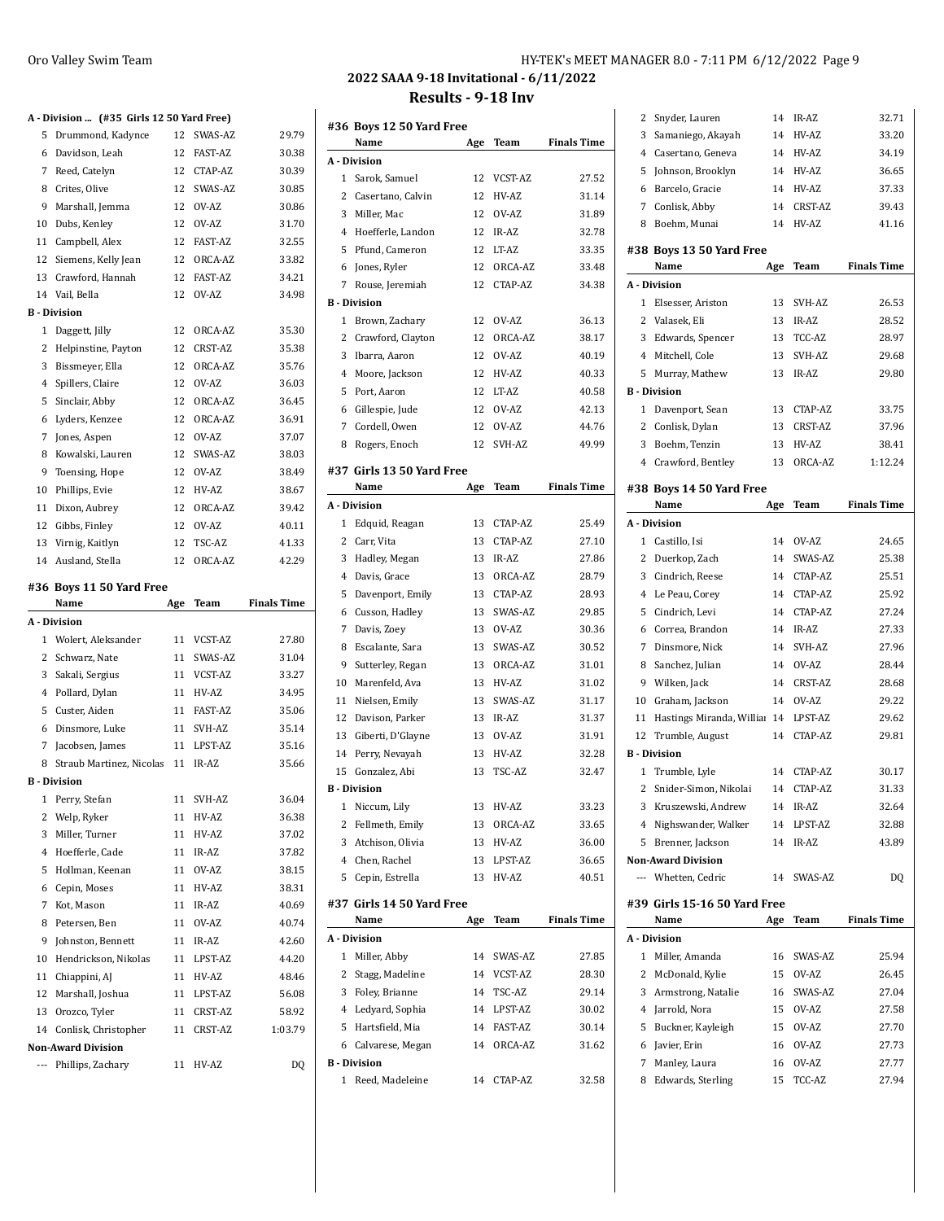## 2022 SAAA 9-18 Invitational - 6/11/2022

## Results - 9-18 Inv

### A - Division ... (#35 Girls 12 50 Yard Free)

| | Name | Age | Team | Finals Time |
|---|---|---|---|---|
| 5 | Drummond, Kadynce | 12 | SWAS-AZ | 29.79 |
| 6 | Davidson, Leah | 12 | FAST-AZ | 30.38 |
| 7 | Reed, Catelyn | 12 | CTAP-AZ | 30.39 |
| 8 | Crites, Olive | 12 | SWAS-AZ | 30.85 |
| 9 | Marshall, Jemma | 12 | OV-AZ | 30.86 |
| 10 | Dubs, Kenley | 12 | OV-AZ | 31.70 |
| 11 | Campbell, Alex | 12 | FAST-AZ | 32.55 |
| 12 | Siemens, Kelly Jean | 12 | ORCA-AZ | 33.82 |
| 13 | Crawford, Hannah | 12 | FAST-AZ | 34.21 |
| 14 | Vail, Bella | 12 | OV-AZ | 34.98 |
| **B - Division** | | | | |
| 1 | Daggett, Jilly | 12 | ORCA-AZ | 35.30 |
| 2 | Helpinstine, Payton | 12 | CRST-AZ | 35.38 |
| 3 | Bissmeyer, Ella | 12 | ORCA-AZ | 35.76 |
| 4 | Spillers, Claire | 12 | OV-AZ | 36.03 |
| 5 | Sinclair, Abby | 12 | ORCA-AZ | 36.45 |
| 6 | Lyders, Kenzee | 12 | ORCA-AZ | 36.91 |
| 7 | Jones, Aspen | 12 | OV-AZ | 37.07 |
| 8 | Kowalski, Lauren | 12 | SWAS-AZ | 38.03 |
| 9 | Toensing, Hope | 12 | OV-AZ | 38.49 |
| 10 | Phillips, Evie | 12 | HV-AZ | 38.67 |
| 11 | Dixon, Aubrey | 12 | ORCA-AZ | 39.42 |
| 12 | Gibbs, Finley | 12 | OV-AZ | 40.11 |
| 13 | Virnig, Kaitlyn | 12 | TSC-AZ | 41.33 |
| 14 | Ausland, Stella | 12 | ORCA-AZ | 42.29 |

### #36 Boys 11 50 Yard Free

| | Name | Age | Team | Finals Time |
|---|---|---|---|---|
| **A - Division** | | | | |
| 1 | Wolert, Aleksander | 11 | VCST-AZ | 27.80 |
| 2 | Schwarz, Nate | 11 | SWAS-AZ | 31.04 |
| 3 | Sakali, Sergius | 11 | VCST-AZ | 33.27 |
| 4 | Pollard, Dylan | 11 | HV-AZ | 34.95 |
| 5 | Custer, Aiden | 11 | FAST-AZ | 35.06 |
| 6 | Dinsmore, Luke | 11 | SVH-AZ | 35.14 |
| 7 | Jacobsen, James | 11 | LPST-AZ | 35.16 |
| 8 | Straub Martinez, Nicolas | 11 | IR-AZ | 35.66 |
| **B - Division** | | | | |
| 1 | Perry, Stefan | 11 | SVH-AZ | 36.04 |
| 2 | Welp, Ryker | 11 | HV-AZ | 36.38 |
| 3 | Miller, Turner | 11 | HV-AZ | 37.02 |
| 4 | Hoefferle, Cade | 11 | IR-AZ | 37.82 |
| 5 | Hollman, Keenan | 11 | OV-AZ | 38.15 |
| 6 | Cepin, Moses | 11 | HV-AZ | 38.31 |
| 7 | Kot, Mason | 11 | IR-AZ | 40.69 |
| 8 | Petersen, Ben | 11 | OV-AZ | 40.74 |
| 9 | Johnston, Bennett | 11 | IR-AZ | 42.60 |
| 10 | Hendrickson, Nikolas | 11 | LPST-AZ | 44.20 |
| 11 | Chiappini, AJ | 11 | HV-AZ | 48.46 |
| 12 | Marshall, Joshua | 11 | LPST-AZ | 56.08 |
| 13 | Orozco, Tyler | 11 | CRST-AZ | 58.92 |
| 14 | Conlisk, Christopher | 11 | CRST-AZ | 1:03.79 |
| **Non-Award Division** | | | | |
| --- | Phillips, Zachary | 11 | HV-AZ | DQ |

### #36 Boys 12 50 Yard Free

| | Name | Age | Team | Finals Time |
|---|---|---|---|---|
| **A - Division** | | | | |
| 1 | Sarok, Samuel | 12 | VCST-AZ | 27.52 |
| 2 | Casertano, Calvin | 12 | HV-AZ | 31.14 |
| 3 | Miller, Mac | 12 | OV-AZ | 31.89 |
| 4 | Hoefferle, Landon | 12 | IR-AZ | 32.78 |
| 5 | Pfund, Cameron | 12 | LT-AZ | 33.35 |
| 6 | Jones, Ryler | 12 | ORCA-AZ | 33.48 |
| 7 | Rouse, Jeremiah | 12 | CTAP-AZ | 34.38 |
| **B - Division** | | | | |
| 1 | Brown, Zachary | 12 | OV-AZ | 36.13 |
| 2 | Crawford, Clayton | 12 | ORCA-AZ | 38.17 |
| 3 | Ibarra, Aaron | 12 | OV-AZ | 40.19 |
| 4 | Moore, Jackson | 12 | HV-AZ | 40.33 |
| 5 | Port, Aaron | 12 | LT-AZ | 40.58 |
| 6 | Gillespie, Jude | 12 | OV-AZ | 42.13 |
| 7 | Cordell, Owen | 12 | OV-AZ | 44.76 |
| 8 | Rogers, Enoch | 12 | SVH-AZ | 49.99 |

### #37 Girls 13 50 Yard Free

| | Name | Age | Team | Finals Time |
|---|---|---|---|---|
| **A - Division** | | | | |
| 1 | Edquid, Reagan | 13 | CTAP-AZ | 25.49 |
| 2 | Carr, Vita | 13 | CTAP-AZ | 27.10 |
| 3 | Hadley, Megan | 13 | IR-AZ | 27.86 |
| 4 | Davis, Grace | 13 | ORCA-AZ | 28.79 |
| 5 | Davenport, Emily | 13 | CTAP-AZ | 28.93 |
| 6 | Cusson, Hadley | 13 | SWAS-AZ | 29.85 |
| 7 | Davis, Zoey | 13 | OV-AZ | 30.36 |
| 8 | Escalante, Sara | 13 | SWAS-AZ | 30.52 |
| 9 | Sutterley, Regan | 13 | ORCA-AZ | 31.01 |
| 10 | Marenfeld, Ava | 13 | HV-AZ | 31.02 |
| 11 | Nielsen, Emily | 13 | SWAS-AZ | 31.17 |
| 12 | Davison, Parker | 13 | IR-AZ | 31.37 |
| 13 | Giberti, D'Glayne | 13 | OV-AZ | 31.91 |
| 14 | Perry, Nevayah | 13 | HV-AZ | 32.28 |
| 15 | Gonzalez, Abi | 13 | TSC-AZ | 32.47 |
| **B - Division** | | | | |
| 1 | Niccum, Lily | 13 | HV-AZ | 33.23 |
| 2 | Fellmeth, Emily | 13 | ORCA-AZ | 33.65 |
| 3 | Atchison, Olivia | 13 | HV-AZ | 36.00 |
| 4 | Chen, Rachel | 13 | LPST-AZ | 36.65 |
| 5 | Cepin, Estrella | 13 | HV-AZ | 40.51 |

### #37 Girls 14 50 Yard Free

| | Name | Age | Team | Finals Time |
|---|---|---|---|---|
| **A - Division** | | | | |
| 1 | Miller, Abby | 14 | SWAS-AZ | 27.85 |
| 2 | Stagg, Madeline | 14 | VCST-AZ | 28.30 |
| 3 | Foley, Brianne | 14 | TSC-AZ | 29.14 |
| 4 | Ledyard, Sophia | 14 | LPST-AZ | 30.02 |
| 5 | Hartsfield, Mia | 14 | FAST-AZ | 30.14 |
| 6 | Calvarese, Megan | 14 | ORCA-AZ | 31.62 |
| **B - Division** | | | | |
| 1 | Reed, Madeleine | 14 | CTAP-AZ | 32.58 |
| 2 | Snyder, Lauren | 14 | IR-AZ | 32.71 |
| 3 | Samaniego, Akayah | 14 | HV-AZ | 33.20 |
| 4 | Casertano, Geneva | 14 | HV-AZ | 34.19 |
| 5 | Johnson, Brooklyn | 14 | HV-AZ | 36.65 |
| 6 | Barcelo, Gracie | 14 | HV-AZ | 37.33 |
| 7 | Conlisk, Abby | 14 | CRST-AZ | 39.43 |
| 8 | Boehm, Munai | 14 | HV-AZ | 41.16 |

### #38 Boys 13 50 Yard Free

| | Name | Age | Team | Finals Time |
|---|---|---|---|---|
| **A - Division** | | | | |
| 1 | Elsesser, Ariston | 13 | SVH-AZ | 26.53 |
| 2 | Valasek, Eli | 13 | IR-AZ | 28.52 |
| 3 | Edwards, Spencer | 13 | TCC-AZ | 28.97 |
| 4 | Mitchell, Cole | 13 | SVH-AZ | 29.68 |
| 5 | Murray, Mathew | 13 | IR-AZ | 29.80 |
| **B - Division** | | | | |
| 1 | Davenport, Sean | 13 | CTAP-AZ | 33.75 |
| 2 | Conlisk, Dylan | 13 | CRST-AZ | 37.96 |
| 3 | Boehm, Tenzin | 13 | HV-AZ | 38.41 |
| 4 | Crawford, Bentley | 13 | ORCA-AZ | 1:12.24 |

### #38 Boys 14 50 Yard Free

| | Name | Age | Team | Finals Time |
|---|---|---|---|---|
| **A - Division** | | | | |
| 1 | Castillo, Isi | 14 | OV-AZ | 24.65 |
| 2 | Duerkop, Zach | 14 | SWAS-AZ | 25.38 |
| 3 | Cindrich, Reese | 14 | CTAP-AZ | 25.51 |
| 4 | Le Peau, Corey | 14 | CTAP-AZ | 25.92 |
| 5 | Cindrich, Levi | 14 | CTAP-AZ | 27.24 |
| 6 | Correa, Brandon | 14 | IR-AZ | 27.33 |
| 7 | Dinsmore, Nick | 14 | SVH-AZ | 27.96 |
| 8 | Sanchez, Julian | 14 | OV-AZ | 28.44 |
| 9 | Wilken, Jack | 14 | CRST-AZ | 28.68 |
| 10 | Graham, Jackson | 14 | OV-AZ | 29.22 |
| 11 | Hastings Miranda, Williar | 14 | LPST-AZ | 29.62 |
| 12 | Trumble, August | 14 | CTAP-AZ | 29.81 |
| **B - Division** | | | | |
| 1 | Trumble, Lyle | 14 | CTAP-AZ | 30.17 |
| 2 | Snider-Simon, Nikolai | 14 | CTAP-AZ | 31.33 |
| 3 | Kruszewski, Andrew | 14 | IR-AZ | 32.64 |
| 4 | Nighswander, Walker | 14 | LPST-AZ | 32.88 |
| 5 | Brenner, Jackson | 14 | IR-AZ | 43.89 |
| **Non-Award Division** | | | | |
| --- | Whetten, Cedric | 14 | SWAS-AZ | DQ |

### #39 Girls 15-16 50 Yard Free

| | Name | Age | Team | Finals Time |
|---|---|---|---|---|
| **A - Division** | | | | |
| 1 | Miller, Amanda | 16 | SWAS-AZ | 25.94 |
| 2 | McDonald, Kylie | 15 | OV-AZ | 26.45 |
| 3 | Armstrong, Natalie | 16 | SWAS-AZ | 27.04 |
| 4 | Jarrold, Nora | 15 | OV-AZ | 27.58 |
| 5 | Buckner, Kayleigh | 15 | OV-AZ | 27.70 |
| 6 | Javier, Erin | 16 | OV-AZ | 27.73 |
| 7 | Manley, Laura | 16 | OV-AZ | 27.77 |
| 8 | Edwards, Sterling | 15 | TCC-AZ | 27.94 |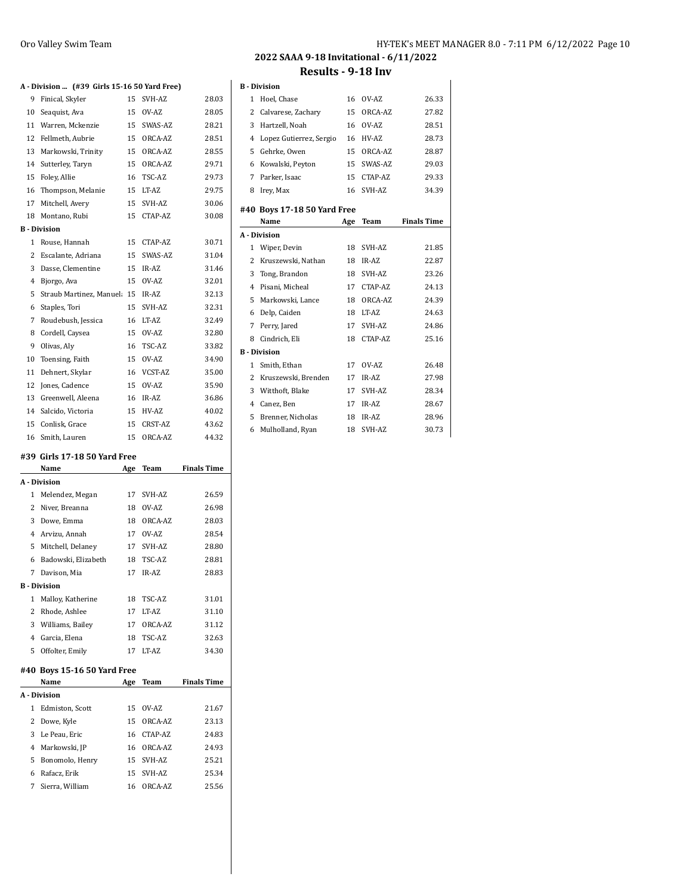# 2022 SAAA 9-18 Invitational - 6/11/2022

## Results - 9-18 Inv

**A - Division ... (#39 Girls 15-16 50 Yard Free)**

| | Name | Age | Team | Finals Time |
|---|---|---|---|---|
| 9 | Finical, Skyler | 15 | SVH-AZ | 28.03 |
| 10 | Seaquist, Ava | 15 | OV-AZ | 28.05 |
| 11 | Warren, Mckenzie | 15 | SWAS-AZ | 28.21 |
| 12 | Fellmeth, Aubrie | 15 | ORCA-AZ | 28.51 |
| 13 | Markowski, Trinity | 15 | ORCA-AZ | 28.55 |
| 14 | Sutterley, Taryn | 15 | ORCA-AZ | 29.71 |
| 15 | Foley, Allie | 16 | TSC-AZ | 29.73 |
| 16 | Thompson, Melanie | 15 | LT-AZ | 29.75 |
| 17 | Mitchell, Avery | 15 | SVH-AZ | 30.06 |
| 18 | Montano, Rubi | 15 | CTAP-AZ | 30.08 |
| **B - Division** | | | | |
| 1 | Rouse, Hannah | 15 | CTAP-AZ | 30.71 |
| 2 | Escalante, Adriana | 15 | SWAS-AZ | 31.04 |
| 3 | Dasse, Clementine | 15 | IR-AZ | 31.46 |
| 4 | Bjorgo, Ava | 15 | OV-AZ | 32.01 |
| 5 | Straub Martinez, Manuela | 15 | IR-AZ | 32.13 |
| 6 | Staples, Tori | 15 | SVH-AZ | 32.31 |
| 7 | Roudebush, Jessica | 16 | LT-AZ | 32.49 |
| 8 | Cordell, Caysea | 15 | OV-AZ | 32.80 |
| 9 | Olivas, Aly | 16 | TSC-AZ | 33.82 |
| 10 | Toensing, Faith | 15 | OV-AZ | 34.90 |
| 11 | Dehnert, Skylar | 16 | VCST-AZ | 35.00 |
| 12 | Jones, Cadence | 15 | OV-AZ | 35.90 |
| 13 | Greenwell, Aleena | 16 | IR-AZ | 36.86 |
| 14 | Salcido, Victoria | 15 | HV-AZ | 40.02 |
| 15 | Conlisk, Grace | 15 | CRST-AZ | 43.62 |
| 16 | Smith, Lauren | 15 | ORCA-AZ | 44.32 |

### #39 Girls 17-18 50 Yard Free

| | Name | Age | Team | Finals Time |
|---|---|---|---|---|
| **A - Division** | | | | |
| 1 | Melendez, Megan | 17 | SVH-AZ | 26.59 |
| 2 | Niver, Breanna | 18 | OV-AZ | 26.98 |
| 3 | Dowe, Emma | 18 | ORCA-AZ | 28.03 |
| 4 | Arvizu, Annah | 17 | OV-AZ | 28.54 |
| 5 | Mitchell, Delaney | 17 | SVH-AZ | 28.80 |
| 6 | Badowski, Elizabeth | 18 | TSC-AZ | 28.81 |
| 7 | Davison, Mia | 17 | IR-AZ | 28.83 |
| **B - Division** | | | | |
| 1 | Malloy, Katherine | 18 | TSC-AZ | 31.01 |
| 2 | Rhode, Ashlee | 17 | LT-AZ | 31.10 |
| 3 | Williams, Bailey | 17 | ORCA-AZ | 31.12 |
| 4 | Garcia, Elena | 18 | TSC-AZ | 32.63 |
| 5 | Offolter, Emily | 17 | LT-AZ | 34.30 |

### #40 Boys 15-16 50 Yard Free

| | Name | Age | Team | Finals Time |
|---|---|---|---|---|
| **A - Division** | | | | |
| 1 | Edmiston, Scott | 15 | OV-AZ | 21.67 |
| 2 | Dowe, Kyle | 15 | ORCA-AZ | 23.13 |
| 3 | Le Peau, Eric | 16 | CTAP-AZ | 24.83 |
| 4 | Markowski, JP | 16 | ORCA-AZ | 24.93 |
| 5 | Bonomolo, Henry | 15 | SVH-AZ | 25.21 |
| 6 | Rafacz, Erik | 15 | SVH-AZ | 25.34 |
| 7 | Sierra, William | 16 | ORCA-AZ | 25.56 |
| **B - Division** | | | | |
| 1 | Hoel, Chase | 16 | OV-AZ | 26.33 |
| 2 | Calvarese, Zachary | 15 | ORCA-AZ | 27.82 |
| 3 | Hartzell, Noah | 16 | OV-AZ | 28.51 |
| 4 | Lopez Gutierrez, Sergio | 16 | HV-AZ | 28.73 |
| 5 | Gehrke, Owen | 15 | ORCA-AZ | 28.87 |
| 6 | Kowalski, Peyton | 15 | SWAS-AZ | 29.03 |
| 7 | Parker, Isaac | 15 | CTAP-AZ | 29.33 |
| 8 | Irey, Max | 16 | SVH-AZ | 34.39 |

### #40 Boys 17-18 50 Yard Free

| | Name | Age | Team | Finals Time |
|---|---|---|---|---|
| **A - Division** | | | | |
| 1 | Wiper, Devin | 18 | SVH-AZ | 21.85 |
| 2 | Kruszewski, Nathan | 18 | IR-AZ | 22.87 |
| 3 | Tong, Brandon | 18 | SVH-AZ | 23.26 |
| 4 | Pisani, Micheal | 17 | CTAP-AZ | 24.13 |
| 5 | Markowski, Lance | 18 | ORCA-AZ | 24.39 |
| 6 | Delp, Caiden | 18 | LT-AZ | 24.63 |
| 7 | Perry, Jared | 17 | SVH-AZ | 24.86 |
| 8 | Cindrich, Eli | 18 | CTAP-AZ | 25.16 |
| **B - Division** | | | | |
| 1 | Smith, Ethan | 17 | OV-AZ | 26.48 |
| 2 | Kruszewski, Brenden | 17 | IR-AZ | 27.98 |
| 3 | Witthoft, Blake | 17 | SVH-AZ | 28.34 |
| 4 | Canez, Ben | 17 | IR-AZ | 28.67 |
| 5 | Brenner, Nicholas | 18 | IR-AZ | 28.96 |
| 6 | Mulholland, Ryan | 18 | SVH-AZ | 30.73 |